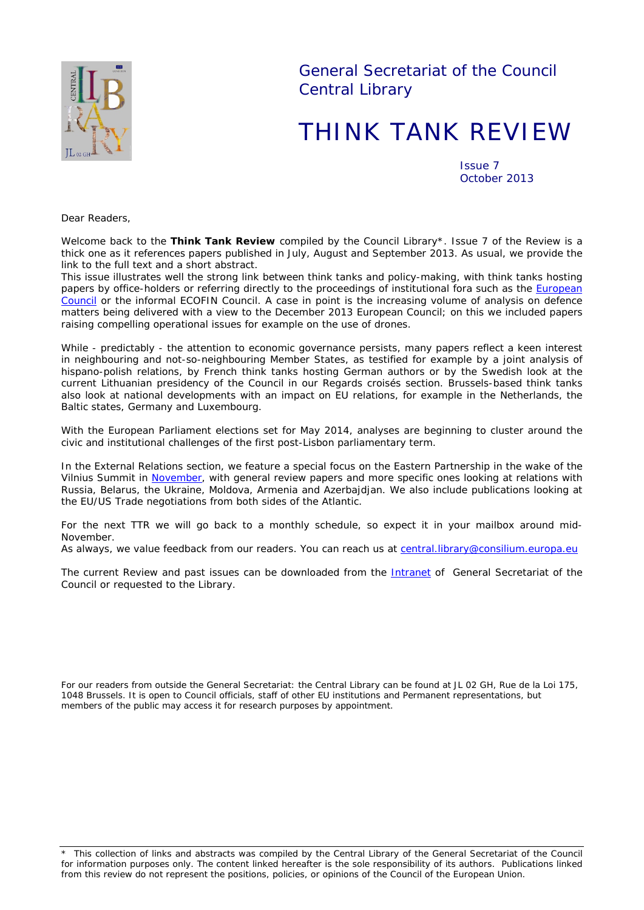General Secretariat of the Council
Central Library

# THINK TANK REVIEW

Issue 7
October 2013

Dear Readers,

Welcome back to the **Think Tank Review** compiled by the Council Library*. Issue 7 of the Review is a thick one as it references papers published in July, August and September 2013. As usual, we provide the link to the full text and a short abstract.
This issue illustrates well the strong link between think tanks and policy-making, with think tanks hosting papers by office-holders or referring directly to the proceedings of institutional fora such as the European Council or the informal ECOFIN Council. A case in point is the increasing volume of analysis on defence matters being delivered with a view to the December 2013 European Council; on this we included papers raising compelling operational issues for example on the use of drones.

While - predictably - the attention to economic governance persists, many papers reflect a keen interest in neighbouring and not-so-neighbouring Member States, as testified for example by a joint analysis of hispano-polish relations, by French think tanks hosting German authors or by the Swedish look at the current Lithuanian presidency of the Council in our Regards croisés section. Brussels-based think tanks also look at national developments with an impact on EU relations, for example in the Netherlands, the Baltic states, Germany and Luxembourg.

With the European Parliament elections set for May 2014, analyses are beginning to cluster around the civic and institutional challenges of the first post-Lisbon parliamentary term.

In the External Relations section, we feature a special focus on the Eastern Partnership in the wake of the Vilnius Summit in November, with general review papers and more specific ones looking at relations with Russia, Belarus, the Ukraine, Moldova, Armenia and Azerbajdjan. We also include publications looking at the EU/US Trade negotiations from both sides of the Atlantic.

For the next TTR we will go back to a monthly schedule, so expect it in your mailbox around mid-November.
As always, we value feedback from our readers. You can reach us at central.library@consilium.europa.eu

The current Review and past issues can be downloaded from the Intranet of General Secretariat of the Council or requested to the Library.

For our readers from outside the General Secretariat: the Central Library can be found at JL 02 GH, Rue de la Loi 175, 1048 Brussels. It is open to Council officials, staff of other EU institutions and Permanent representations, but members of the public may access it for research purposes by appointment.

---

* This collection of links and abstracts was compiled by the Central Library of the General Secretariat of the Council for information purposes only. The content linked hereafter is the sole responsibility of its authors. Publications linked from this review do not represent the positions, policies, or opinions of the Council of the European Union.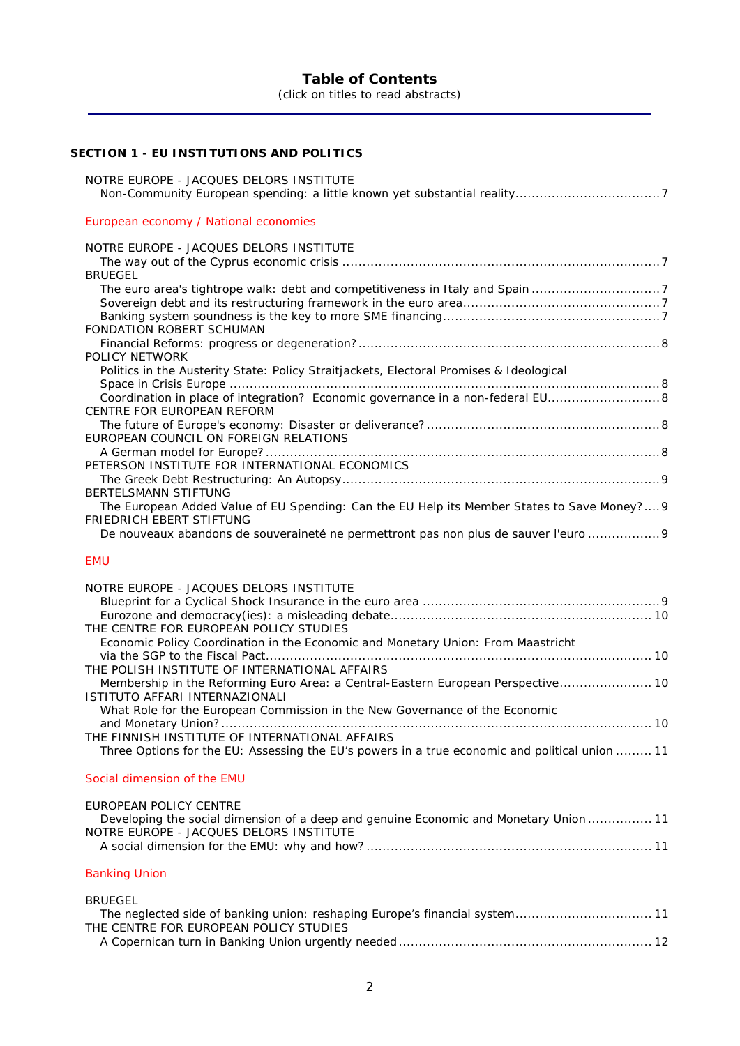## Table of Contents

(click on titles to read abstracts)

### SECTION 1 - EU INSTITUTIONS AND POLITICS

NOTRE EUROPE - JACQUES DELORS INSTITUTE
- Non-Community European spending: a little known yet substantial reality .................................... 7

#### European economy / National economies

NOTRE EUROPE - JACQUES DELORS INSTITUTE
- The way out of the Cyprus economic crisis .................................................................................. 7

BRUEGEL
- The euro area's tightrope walk: debt and competitiveness in Italy and Spain ................................ 7
- Sovereign debt and its restructuring framework in the euro area .................................................. 7
- Banking system soundness is the key to more SME financing ...................................................... 7

FONDATION ROBERT SCHUMAN
- Financial Reforms: progress or degeneration? ............................................................................. 8

POLICY NETWORK
- Politics in the Austerity State: Policy Straitjackets, Electoral Promises & Ideological Space in Crisis Europe ................................................................................................................ 8
- Coordination in place of integration? Economic governance in a non-federal EU ............................ 8

CENTRE FOR EUROPEAN REFORM
- The future of Europe's economy: Disaster or deliverance? ........................................................... 8

EUROPEAN COUNCIL ON FOREIGN RELATIONS
- A German model for Europe? ..................................................................................................... 8

PETERSON INSTITUTE FOR INTERNATIONAL ECONOMICS
- The Greek Debt Restructuring: An Autopsy ................................................................................. 9

BERTELSMANN STIFTUNG
- The European Added Value of EU Spending: Can the EU Help its Member States to Save Money? .... 9

FRIEDRICH EBERT STIFTUNG
- De nouveaux abandons de souveraineté ne permettront pas non plus de sauver l'euro .................. 9

#### EMU

NOTRE EUROPE - JACQUES DELORS INSTITUTE
- Blueprint for a Cyclical Shock Insurance in the euro area ............................................................ 9
- Eurozone and democracy(ies): a misleading debate .................................................................. 10

THE CENTRE FOR EUROPEAN POLICY STUDIES
- Economic Policy Coordination in the Economic and Monetary Union: From Maastricht via the SGP to the Fiscal Pact ................................................................................................. 10

THE POLISH INSTITUTE OF INTERNATIONAL AFFAIRS
- Membership in the Reforming Euro Area: a Central-Eastern European Perspective ....................... 10

ISTITUTO AFFARI INTERNAZIONALI
- What Role for the European Commission in the New Governance of the Economic and Monetary Union? ........................................................................................................... 10

THE FINNISH INSTITUTE OF INTERNATIONAL AFFAIRS
- Three Options for the EU: Assessing the EU's powers in a true economic and political union ......... 11

#### Social dimension of the EMU

EUROPEAN POLICY CENTRE
- Developing the social dimension of a deep and genuine Economic and Monetary Union ................ 11

NOTRE EUROPE - JACQUES DELORS INSTITUTE
- A social dimension for the EMU: why and how? ........................................................................ 11

#### Banking Union

BRUEGEL
- The neglected side of banking union: reshaping Europe's financial system .................................. 11

THE CENTRE FOR EUROPEAN POLICY STUDIES
- A Copernican turn in Banking Union urgently needed ................................................................ 12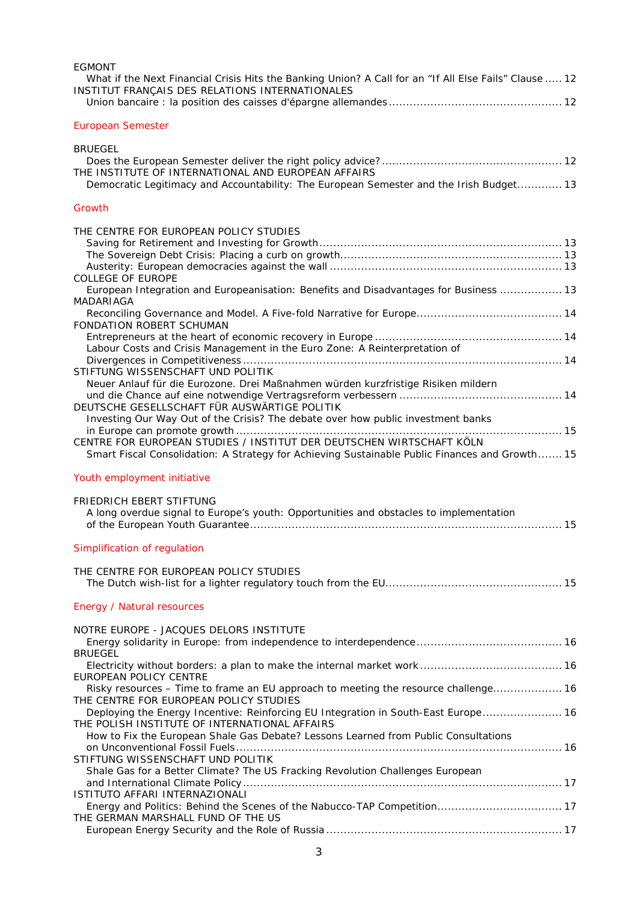EGMONT

What if the Next Financial Crisis Hits the Banking Union? A Call for an “If All Else Fails” Clause ..... 12

INSTITUT FRANÇAIS DES RELATIONS INTERNATIONALES

Union bancaire : la position des caisses d'épargne allemandes ................................................. 12

## European Semester

BRUEGEL

Does the European Semester deliver the right policy advice? ................................................... 12

THE INSTITUTE OF INTERNATIONAL AND EUROPEAN AFFAIRS

Democratic Legitimacy and Accountability: The European Semester and the Irish Budget............. 13

## Growth

THE CENTRE FOR EUROPEAN POLICY STUDIES

Saving for Retirement and Investing for Growth ..................................................................... 13

The Sovereign Debt Crisis: Placing a curb on growth............................................................... 13

Austerity: European democracies against the wall .................................................................. 13

COLLEGE OF EUROPE

European Integration and Europeanisation: Benefits and Disadvantages for Business .................. 13

MADARIAGA

Reconciling Governance and Model. A Five-fold Narrative for Europe......................................... 14

FONDATION ROBERT SCHUMAN

Entrepreneurs at the heart of economic recovery in Europe ..................................................... 14

Labour Costs and Crisis Management in the Euro Zone: A Reinterpretation of Divergences in Competitiveness ........................................................................................... 14

STIFTUNG WISSENSCHAFT UND POLITIK

Neuer Anlauf für die Eurozone. Drei Maßnahmen würden kurzfristige Risiken mildern und die Chance auf eine notwendige Vertragsreform verbessern .............................................. 14

DEUTSCHE GESELLSCHAFT FÜR AUSWÄRTIGE POLITIK

Investing Our Way Out of the Crisis? The debate over how public investment banks in Europe can promote growth ............................................................................................ 15

CENTRE FOR EUROPEAN STUDIES / INSTITUT DER DEUTSCHEN WIRTSCHAFT KÖLN

Smart Fiscal Consolidation: A Strategy for Achieving Sustainable Public Finances and Growth....... 15

## Youth employment initiative

FRIEDRICH EBERT STIFTUNG

A long overdue signal to Europe's youth: Opportunities and obstacles to implementation of the European Youth Guarantee ........................................................................................ 15

## Simplification of regulation

THE CENTRE FOR EUROPEAN POLICY STUDIES

The Dutch wish-list for a lighter regulatory touch from the EU.................................................. 15

## Energy / Natural resources

NOTRE EUROPE - JACQUES DELORS INSTITUTE

Energy solidarity in Europe: from independence to interdependence......................................... 16

BRUEGEL

Electricity without borders: a plan to make the internal market work ........................................ 16

EUROPEAN POLICY CENTRE

Risky resources – Time to frame an EU approach to meeting the resource challenge.................... 16

THE CENTRE FOR EUROPEAN POLICY STUDIES

Deploying the Energy Incentive: Reinforcing EU Integration in South-East Europe....................... 16

THE POLISH INSTITUTE OF INTERNATIONAL AFFAIRS

How to Fix the European Shale Gas Debate? Lessons Learned from Public Consultations on Unconventional Fossil Fuels ............................................................................................. 16

STIFTUNG WISSENSCHAFT UND POLITIK

Shale Gas for a Better Climate? The US Fracking Revolution Challenges European and International Climate Policy .......................................................................................... 17

ISTITUTO AFFARI INTERNAZIONALI

Energy and Politics: Behind the Scenes of the Nabucco-TAP Competition................................... 17

THE GERMAN MARSHALL FUND OF THE US

European Energy Security and the Role of Russia ................................................................... 17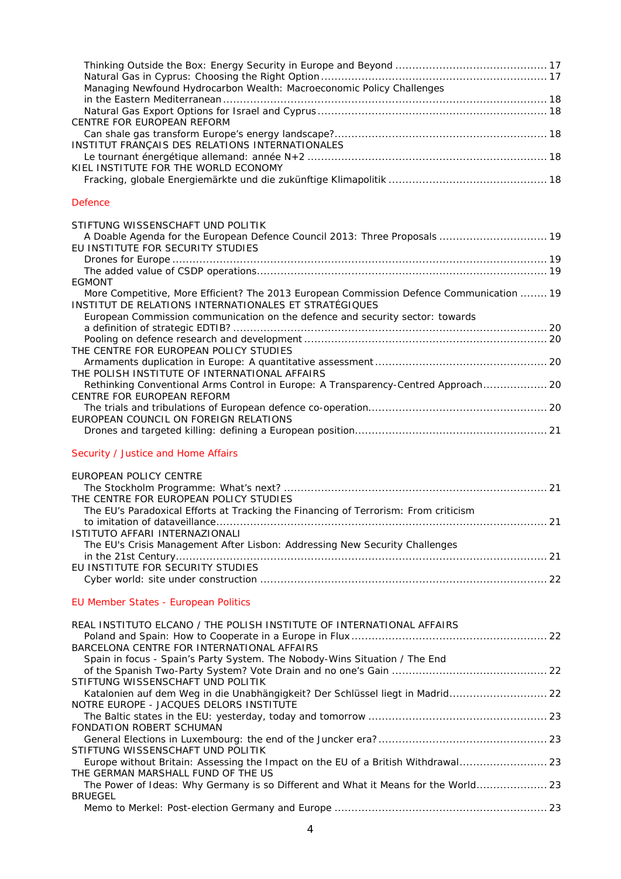Thinking Outside the Box: Energy Security in Europe and Beyond ............................................ 17
Natural Gas in Cyprus: Choosing the Right Option ................................................................... 17
Managing Newfound Hydrocarbon Wealth: Macroeconomic Policy Challenges in the Eastern Mediterranean ............................................................................................ 18
Natural Gas Export Options for Israel and Cyprus .................................................................... 18

CENTRE FOR EUROPEAN REFORM
Can shale gas transform Europe's energy landscape?............................................................... 18

INSTITUT FRANÇAIS DES RELATIONS INTERNATIONALES
Le tournant énergétique allemand: année N+2 ....................................................................... 18

KIEL INSTITUTE FOR THE WORLD ECONOMY
Fracking, globale Energiemärkte und die zukünftige Klimapolitik ............................................... 18

## Defence

STIFTUNG WISSENSCHAFT UND POLITIK
A Doable Agenda for the European Defence Council 2013: Three Proposals ................................ 19

EU INSTITUTE FOR SECURITY STUDIES
Drones for Europe ............................................................................................................... 19
The added value of CSDP operations...................................................................................... 19

EGMONT
More Competitive, More Efficient? The 2013 European Commission Defence Communication ........ 19

INSTITUT DE RELATIONS INTERNATIONALES ET STRATÉGIQUES
European Commission communication on the defence and security sector: towards a definition of strategic EDTIB? ............................................................................................ 20
Pooling on defence research and development ........................................................................ 20

THE CENTRE FOR EUROPEAN POLICY STUDIES
Armaments duplication in Europe: A quantitative assessment ................................................... 20

THE POLISH INSTITUTE OF INTERNATIONAL AFFAIRS
Rethinking Conventional Arms Control in Europe: A Transparency-Centred Approach................... 20

CENTRE FOR EUROPEAN REFORM
The trials and tribulations of European defence co-operation..................................................... 20

EUROPEAN COUNCIL ON FOREIGN RELATIONS
Drones and targeted killing: defining a European position......................................................... 21

## Security / Justice and Home Affairs

EUROPEAN POLICY CENTRE
The Stockholm Programme: What's next? ............................................................................. 21

THE CENTRE FOR EUROPEAN POLICY STUDIES
The EU's Paradoxical Efforts at Tracking the Financing of Terrorism: From criticism to imitation of dataveillance................................................................................................. 21

ISTITUTO AFFARI INTERNAZIONALI
The EU's Crisis Management After Lisbon: Addressing New Security Challenges in the 21st Century............................................................................................................. 21

EU INSTITUTE FOR SECURITY STUDIES
Cyber world: site under construction ..................................................................................... 22

## EU Member States - European Politics

REAL INSTITUTO ELCANO / THE POLISH INSTITUTE OF INTERNATIONAL AFFAIRS
Poland and Spain: How to Cooperate in a Europe in Flux .......................................................... 22

BARCELONA CENTRE FOR INTERNATIONAL AFFAIRS
Spain in focus - Spain's Party System. The Nobody-Wins Situation / The End of the Spanish Two-Party System? Vote Drain and no one's Gain ............................................. 22

STIFTUNG WISSENSCHAFT UND POLITIK
Katalonien auf dem Weg in die Unabhängigkeit? Der Schlüssel liegt in Madrid............................. 22

NOTRE EUROPE - JACQUES DELORS INSTITUTE
The Baltic states in the EU: yesterday, today and tomorrow ..................................................... 23

FONDATION ROBERT SCHUMAN
General Elections in Luxembourg: the end of the Juncker era?.................................................. 23

STIFTUNG WISSENSCHAFT UND POLITIK
Europe without Britain: Assessing the Impact on the EU of a British Withdrawal.......................... 23

THE GERMAN MARSHALL FUND OF THE US
The Power of Ideas: Why Germany is so Different and What it Means for the World..................... 23

BRUEGEL
Memo to Merkel: Post-election Germany and Europe ............................................................... 23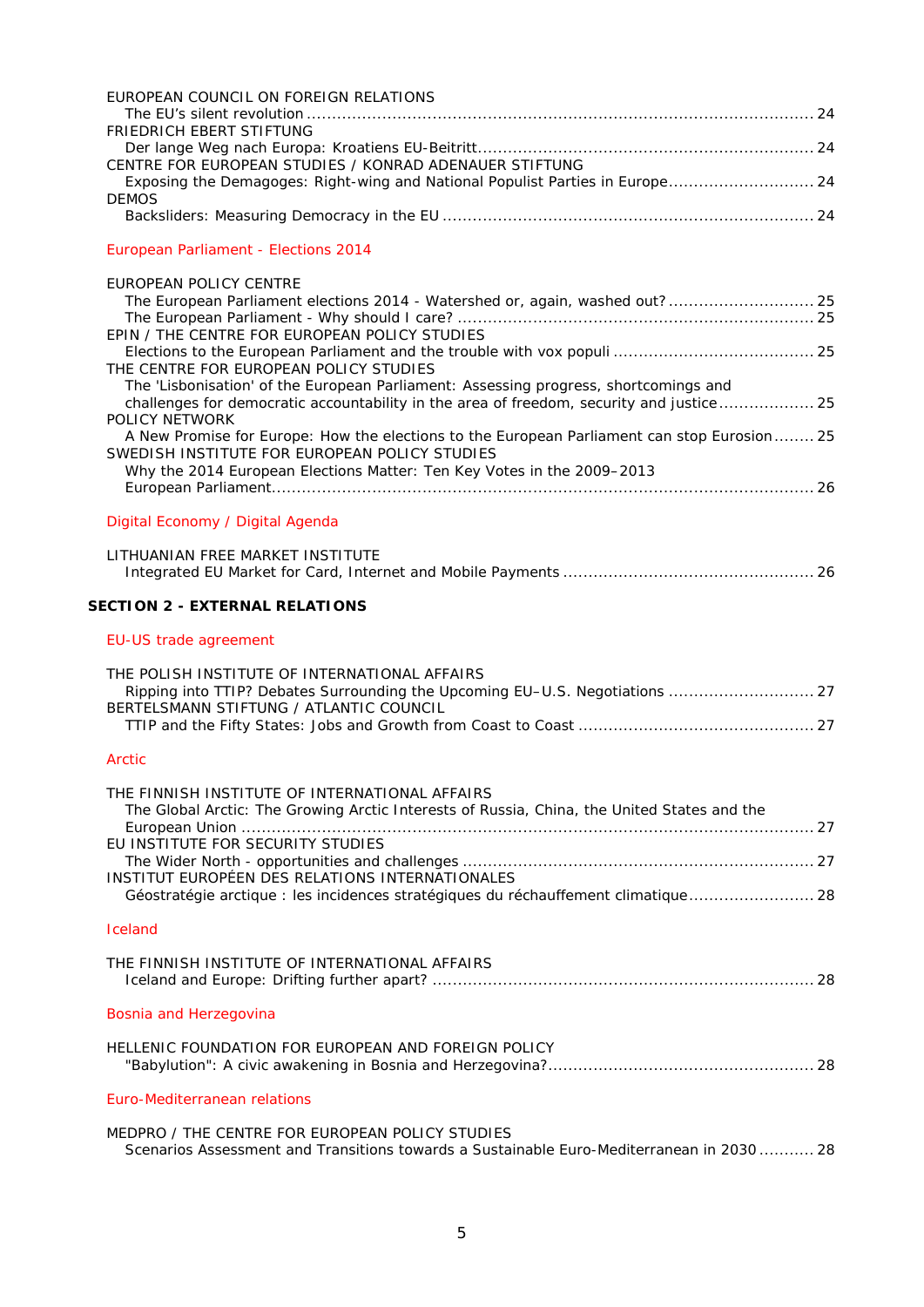EUROPEAN COUNCIL ON FOREIGN RELATIONS
The EU's silent revolution ........................................................................................................ 24
FRIEDRICH EBERT STIFTUNG
Der lange Weg nach Europa: Kroatiens EU-Beitritt................................................................... 24
CENTRE FOR EUROPEAN STUDIES / KONRAD ADENAUER STIFTUNG
Exposing the Demagoges: Right-wing and National Populist Parties in Europe............................. 24
DEMOS
Backsliders: Measuring Democracy in the EU ........................................................................... 24

### European Parliament - Elections 2014

EUROPEAN POLICY CENTRE
The European Parliament elections 2014 - Watershed or, again, washed out? ............................ 25
The European Parliament - Why should I care? ........................................................................ 25
EPIN / THE CENTRE FOR EUROPEAN POLICY STUDIES
Elections to the European Parliament and the trouble with vox populi ........................................ 25
THE CENTRE FOR EUROPEAN POLICY STUDIES
The 'Lisbonisation' of the European Parliament: Assessing progress, shortcomings and challenges for democratic accountability in the area of freedom, security and justice.................. 25
POLICY NETWORK
A New Promise for Europe: How the elections to the European Parliament can stop Eurosion........ 25
SWEDISH INSTITUTE FOR EUROPEAN POLICY STUDIES
Why the 2014 European Elections Matter: Ten Key Votes in the 2009–2013 European Parliament.......................................................................................................... 26

### Digital Economy / Digital Agenda

LITHUANIAN FREE MARKET INSTITUTE
Integrated EU Market for Card, Internet and Mobile Payments .................................................. 26

## SECTION 2 - EXTERNAL RELATIONS

### EU-US trade agreement

THE POLISH INSTITUTE OF INTERNATIONAL AFFAIRS
Ripping into TTIP? Debates Surrounding the Upcoming EU–U.S. Negotiations ............................. 27
BERTELSMANN STIFTUNG / ATLANTIC COUNCIL
TTIP and the Fifty States: Jobs and Growth from Coast to Coast ............................................... 27

### Arctic

THE FINNISH INSTITUTE OF INTERNATIONAL AFFAIRS
The Global Arctic: The Growing Arctic Interests of Russia, China, the United States and the European Union .................................................................................................................. 27
EU INSTITUTE FOR SECURITY STUDIES
The Wider North - opportunities and challenges ...................................................................... 27
INSTITUT EUROPÉEN DES RELATIONS INTERNATIONALES
Géostratégie arctique : les incidences stratégiques du réchauffement climatique......................... 28

### Iceland

THE FINNISH INSTITUTE OF INTERNATIONAL AFFAIRS
Iceland and Europe: Drifting further apart? ............................................................................ 28

### Bosnia and Herzegovina

HELLENIC FOUNDATION FOR EUROPEAN AND FOREIGN POLICY
"Babylution": A civic awakening in Bosnia and Herzegovina?..................................................... 28

### Euro-Mediterranean relations

MEDPRO / THE CENTRE FOR EUROPEAN POLICY STUDIES
Scenarios Assessment and Transitions towards a Sustainable Euro-Mediterranean in 2030 ........... 28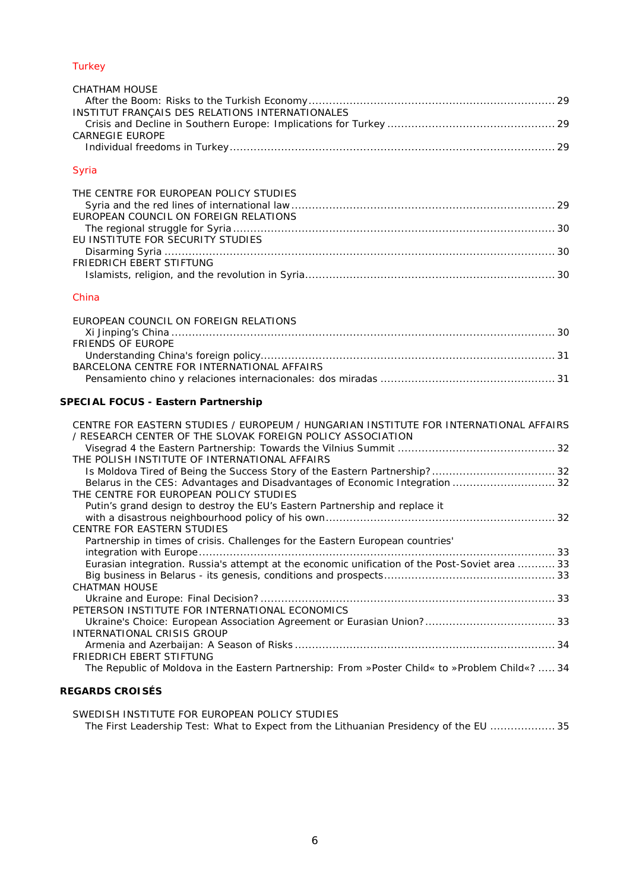### Turkey

CHATHAM HOUSE
After the Boom: Risks to the Turkish Economy ........................................................................ 29
INSTITUT FRANÇAIS DES RELATIONS INTERNATIONALES
Crisis and Decline in Southern Europe: Implications for Turkey ................................................. 29
CARNEGIE EUROPE
Individual freedoms in Turkey ................................................................................................ 29

### Syria

THE CENTRE FOR EUROPEAN POLICY STUDIES
Syria and the red lines of international law ............................................................................ 29
EUROPEAN COUNCIL ON FOREIGN RELATIONS
The regional struggle for Syria ............................................................................................. 30
EU INSTITUTE FOR SECURITY STUDIES
Disarming Syria ................................................................................................................... 30
FRIEDRICH EBERT STIFTUNG
Islamists, religion, and the revolution in Syria ........................................................................ 30

### China

EUROPEAN COUNCIL ON FOREIGN RELATIONS
Xi Jinping's China ................................................................................................................ 30
FRIENDS OF EUROPE
Understanding China's foreign policy...................................................................................... 31
BARCELONA CENTRE FOR INTERNATIONAL AFFAIRS
Pensamiento chino y relaciones internacionales: dos miradas ................................................... 31

## SPECIAL FOCUS - Eastern Partnership

CENTRE FOR EASTERN STUDIES / EUROPEUM / HUNGARIAN INSTITUTE FOR INTERNATIONAL AFFAIRS / RESEARCH CENTER OF THE SLOVAK FOREIGN POLICY ASSOCIATION
Visegrad 4 the Eastern Partnership: Towards the Vilnius Summit .............................................. 32
THE POLISH INSTITUTE OF INTERNATIONAL AFFAIRS
Is Moldova Tired of Being the Success Story of the Eastern Partnership? .................................... 32
Belarus in the CES: Advantages and Disadvantages of Economic Integration .............................. 32
THE CENTRE FOR EUROPEAN POLICY STUDIES
Putin's grand design to destroy the EU's Eastern Partnership and replace it with a disastrous neighbourhood policy of his own ..................................................................... 32
CENTRE FOR EASTERN STUDIES
Partnership in times of crisis. Challenges for the Eastern European countries' integration with Europe ......................................................................................................... 33
Eurasian integration. Russia's attempt at the economic unification of the Post-Soviet area ........... 33
Big business in Belarus - its genesis, conditions and prospects ................................................. 33
CHATMAN HOUSE
Ukraine and Europe: Final Decision? ...................................................................................... 33
PETERSON INSTITUTE FOR INTERNATIONAL ECONOMICS
Ukraine's Choice: European Association Agreement or Eurasian Union? ...................................... 33
INTERNATIONAL CRISIS GROUP
Armenia and Azerbaijan: A Season of Risks ............................................................................ 34
FRIEDRICH EBERT STIFTUNG
The Republic of Moldova in the Eastern Partnership: From »Poster Child« to »Problem Child«? ..... 34

## REGARDS CROISÉS

SWEDISH INSTITUTE FOR EUROPEAN POLICY STUDIES
The First Leadership Test: What to Expect from the Lithuanian Presidency of the EU ................... 35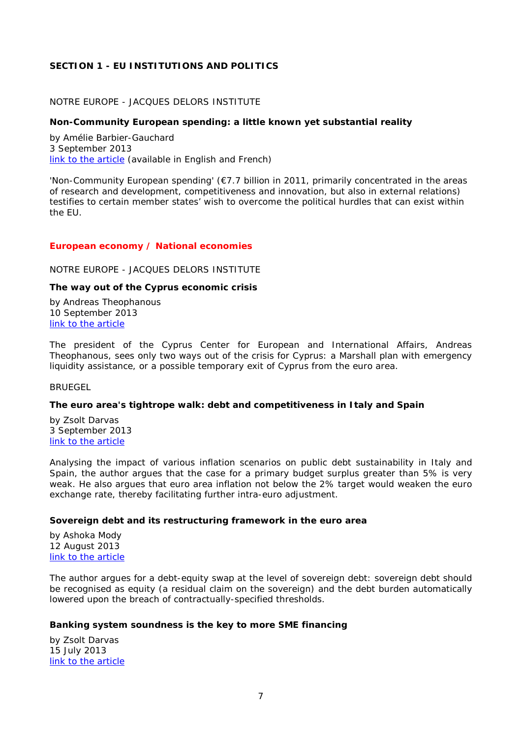## SECTION 1 - EU INSTITUTIONS AND POLITICS

NOTRE EUROPE - JACQUES DELORS INSTITUTE

**Non-Community European spending: a little known yet substantial reality**

by Amélie Barbier-Gauchard
3 September 2013
link to the article (available in English and French)

'Non-Community European spending' (€7.7 billion in 2011, primarily concentrated in the areas of research and development, competitiveness and innovation, but also in external relations) testifies to certain member states' wish to overcome the political hurdles that can exist within the EU.

### European economy / National economies

NOTRE EUROPE - JACQUES DELORS INSTITUTE

**The way out of the Cyprus economic crisis**

by Andreas Theophanous
10 September 2013
link to the article

The president of the Cyprus Center for European and International Affairs, Andreas Theophanous, sees only two ways out of the crisis for Cyprus: a Marshall plan with emergency liquidity assistance, or a possible temporary exit of Cyprus from the euro area.

BRUEGEL

**The euro area's tightrope walk: debt and competitiveness in Italy and Spain**

by Zsolt Darvas
3 September 2013
link to the article

Analysing the impact of various inflation scenarios on public debt sustainability in Italy and Spain, the author argues that the case for a primary budget surplus greater than 5% is very weak. He also argues that euro area inflation not below the 2% target would weaken the euro exchange rate, thereby facilitating further intra-euro adjustment.

**Sovereign debt and its restructuring framework in the euro area**

by Ashoka Mody
12 August 2013
link to the article

The author argues for a debt-equity swap at the level of sovereign debt: sovereign debt should be recognised as equity (a residual claim on the sovereign) and the debt burden automatically lowered upon the breach of contractually-specified thresholds.

**Banking system soundness is the key to more SME financing**

by Zsolt Darvas
15 July 2013
link to the article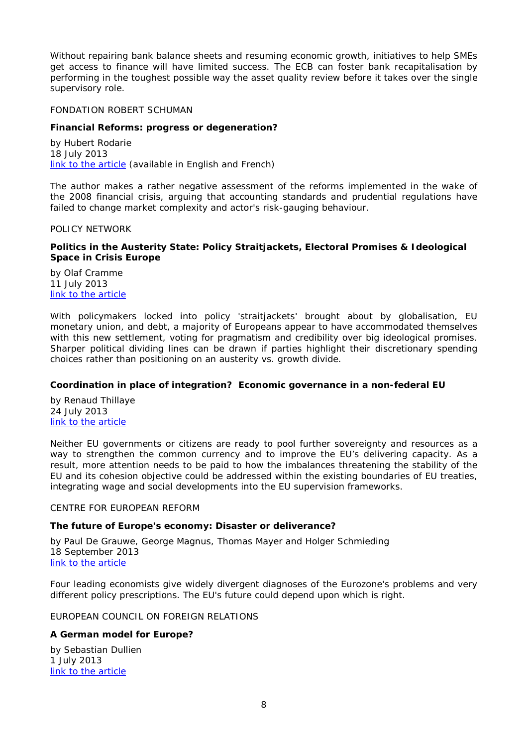Without repairing bank balance sheets and resuming economic growth, initiatives to help SMEs get access to finance will have limited success. The ECB can foster bank recapitalisation by performing in the toughest possible way the asset quality review before it takes over the single supervisory role.

FONDATION ROBERT SCHUMAN

**Financial Reforms: progress or degeneration?**

by Hubert Rodarie
18 July 2013
[link to the article]() (available in English and French)

The author makes a rather negative assessment of the reforms implemented in the wake of the 2008 financial crisis, arguing that accounting standards and prudential regulations have failed to change market complexity and actor's risk-gauging behaviour.

POLICY NETWORK

**Politics in the Austerity State: Policy Straitjackets, Electoral Promises & Ideological Space in Crisis Europe**

by Olaf Cramme
11 July 2013
[link to the article]()

With policymakers locked into policy 'straitjackets' brought about by globalisation, EU monetary union, and debt, a majority of Europeans appear to have accommodated themselves with this new settlement, voting for pragmatism and credibility over big ideological promises. Sharper political dividing lines can be drawn if parties highlight their discretionary spending choices rather than positioning on an austerity vs. growth divide.

**Coordination in place of integration? Economic governance in a non-federal EU**

by Renaud Thillaye
24 July 2013
[link to the article]()

Neither EU governments or citizens are ready to pool further sovereignty and resources as a way to strengthen the common currency and to improve the EU's delivering capacity. As a result, more attention needs to be paid to how the imbalances threatening the stability of the EU and its cohesion objective could be addressed within the existing boundaries of EU treaties, integrating wage and social developments into the EU supervision frameworks.

CENTRE FOR EUROPEAN REFORM

**The future of Europe's economy: Disaster or deliverance?**

by Paul De Grauwe, George Magnus, Thomas Mayer and Holger Schmieding
18 September 2013
[link to the article]()

Four leading economists give widely divergent diagnoses of the Eurozone's problems and very different policy prescriptions. The EU's future could depend upon which is right.

EUROPEAN COUNCIL ON FOREIGN RELATIONS

**A German model for Europe?**

by Sebastian Dullien
1 July 2013
[link to the article]()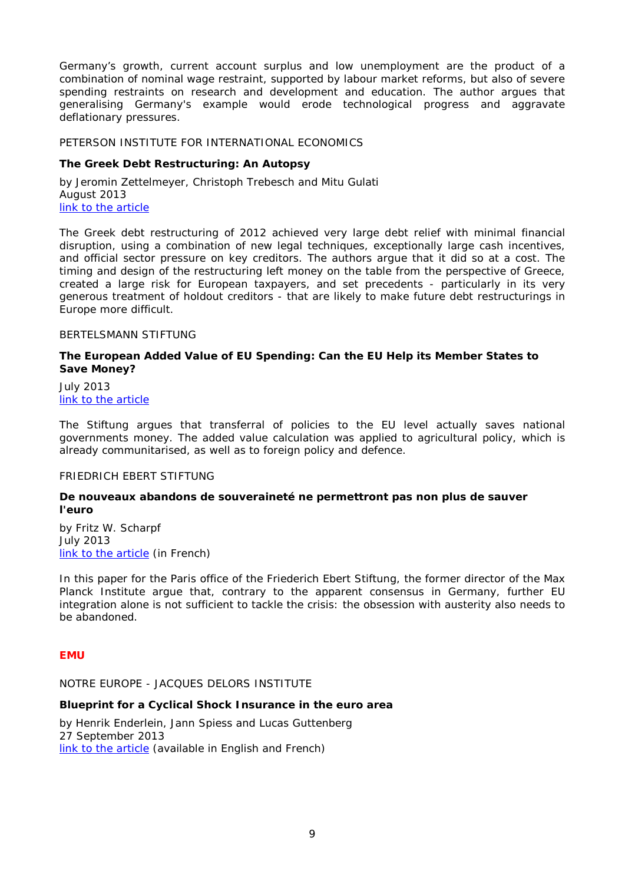Germany's growth, current account surplus and low unemployment are the product of a combination of nominal wage restraint, supported by labour market reforms, but also of severe spending restraints on research and development and education. The author argues that generalising Germany's example would erode technological progress and aggravate deflationary pressures.

PETERSON INSTITUTE FOR INTERNATIONAL ECONOMICS

**The Greek Debt Restructuring: An Autopsy**

by Jeromin Zettelmeyer, Christoph Trebesch and Mitu Gulati
August 2013
link to the article

The Greek debt restructuring of 2012 achieved very large debt relief with minimal financial disruption, using a combination of new legal techniques, exceptionally large cash incentives, and official sector pressure on key creditors. The authors argue that it did so at a cost. The timing and design of the restructuring left money on the table from the perspective of Greece, created a large risk for European taxpayers, and set precedents - particularly in its very generous treatment of holdout creditors - that are likely to make future debt restructurings in Europe more difficult.

BERTELSMANN STIFTUNG

**The European Added Value of EU Spending: Can the EU Help its Member States to Save Money?**

July 2013
link to the article

The Stiftung argues that transferral of policies to the EU level actually saves national governments money. The added value calculation was applied to agricultural policy, which is already communitarised, as well as to foreign policy and defence.

FRIEDRICH EBERT STIFTUNG

**De nouveaux abandons de souveraineté ne permettront pas non plus de sauver l'euro**

by Fritz W. Scharpf
July 2013
link to the article (in French)

In this paper for the Paris office of the Friederich Ebert Stiftung, the former director of the Max Planck Institute argue that, contrary to the apparent consensus in Germany, further EU integration alone is not sufficient to tackle the crisis: the obsession with austerity also needs to be abandoned.

## EMU

NOTRE EUROPE - JACQUES DELORS INSTITUTE

**Blueprint for a Cyclical Shock Insurance in the euro area**

by Henrik Enderlein, Jann Spiess and Lucas Guttenberg
27 September 2013
link to the article (available in English and French)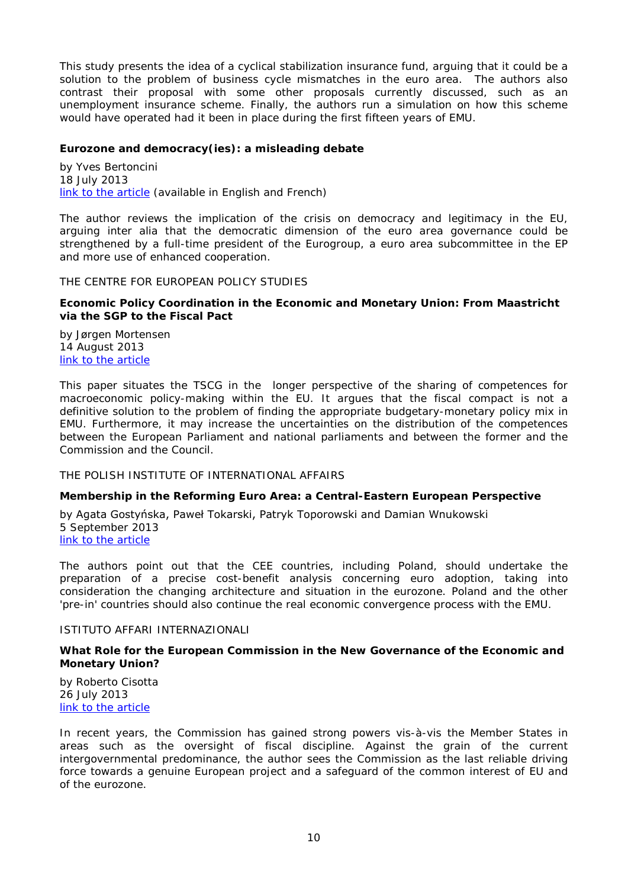This study presents the idea of a cyclical stabilization insurance fund, arguing that it could be a solution to the problem of business cycle mismatches in the euro area. The authors also contrast their proposal with some other proposals currently discussed, such as an unemployment insurance scheme. Finally, the authors run a simulation on how this scheme would have operated had it been in place during the first fifteen years of EMU.

**Eurozone and democracy(ies): a misleading debate**

by Yves Bertoncini
18 July 2013
link to the article (available in English and French)

The author reviews the implication of the crisis on democracy and legitimacy in the EU, arguing inter alia that the democratic dimension of the euro area governance could be strengthened by a full-time president of the Eurogroup, a euro area subcommittee in the EP and more use of enhanced cooperation.

THE CENTRE FOR EUROPEAN POLICY STUDIES

**Economic Policy Coordination in the Economic and Monetary Union: From Maastricht via the SGP to the Fiscal Pact**

by Jørgen Mortensen
14 August 2013
link to the article

This paper situates the TSCG in the longer perspective of the sharing of competences for macroeconomic policy-making within the EU. It argues that the fiscal compact is not a definitive solution to the problem of finding the appropriate budgetary-monetary policy mix in EMU. Furthermore, it may increase the uncertainties on the distribution of the competences between the European Parliament and national parliaments and between the former and the Commission and the Council.

THE POLISH INSTITUTE OF INTERNATIONAL AFFAIRS

**Membership in the Reforming Euro Area: a Central-Eastern European Perspective**

by Agata Gostyńska, Paweł Tokarski, Patryk Toporowski and Damian Wnukowski
5 September 2013
link to the article

The authors point out that the CEE countries, including Poland, should undertake the preparation of a precise cost-benefit analysis concerning euro adoption, taking into consideration the changing architecture and situation in the eurozone. Poland and the other 'pre-in' countries should also continue the real economic convergence process with the EMU.

ISTITUTO AFFARI INTERNAZIONALI

**What Role for the European Commission in the New Governance of the Economic and Monetary Union?**

by Roberto Cisotta
26 July 2013
link to the article

In recent years, the Commission has gained strong powers vis-à-vis the Member States in areas such as the oversight of fiscal discipline. Against the grain of the current intergovernmental predominance, the author sees the Commission as the last reliable driving force towards a genuine European project and a safeguard of the common interest of EU and of the eurozone.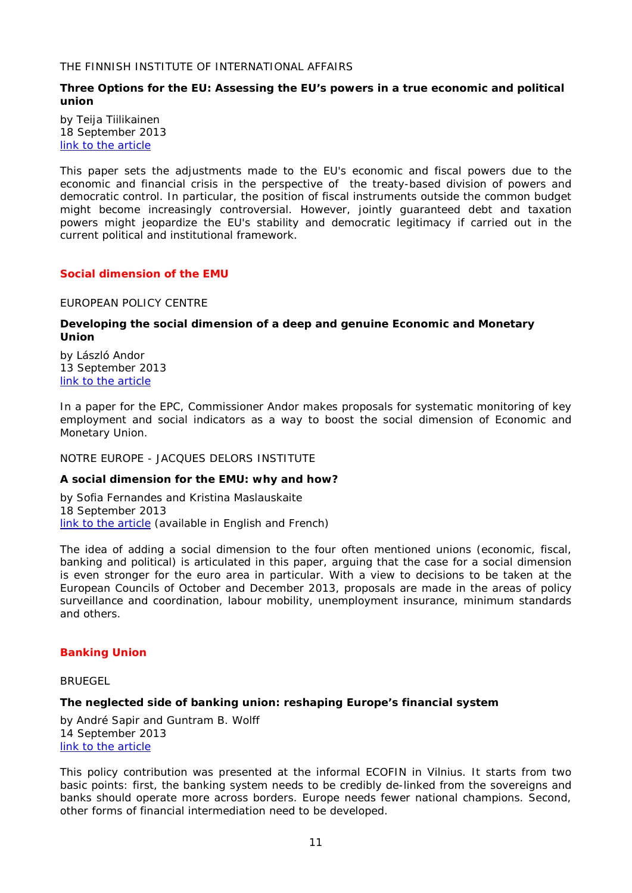THE FINNISH INSTITUTE OF INTERNATIONAL AFFAIRS

**Three Options for the EU: Assessing the EU's powers in a true economic and political union**

by Teija Tiilikainen
18 September 2013
link to the article

This paper sets the adjustments made to the EU's economic and fiscal powers due to the economic and financial crisis in the perspective of the treaty-based division of powers and democratic control. In particular, the position of fiscal instruments outside the common budget might become increasingly controversial. However, jointly guaranteed debt and taxation powers might jeopardize the EU's stability and democratic legitimacy if carried out in the current political and institutional framework.

## Social dimension of the EMU

EUROPEAN POLICY CENTRE

**Developing the social dimension of a deep and genuine Economic and Monetary Union**

by László Andor
13 September 2013
link to the article

In a paper for the EPC, Commissioner Andor makes proposals for systematic monitoring of key employment and social indicators as a way to boost the social dimension of Economic and Monetary Union.

NOTRE EUROPE - JACQUES DELORS INSTITUTE

**A social dimension for the EMU: why and how?**

by Sofia Fernandes and Kristina Maslauskaite
18 September 2013
link to the article (available in English and French)

The idea of adding a social dimension to the four often mentioned unions (economic, fiscal, banking and political) is articulated in this paper, arguing that the case for a social dimension is even stronger for the euro area in particular. With a view to decisions to be taken at the European Councils of October and December 2013, proposals are made in the areas of policy surveillance and coordination, labour mobility, unemployment insurance, minimum standards and others.

## Banking Union

BRUEGEL

**The neglected side of banking union: reshaping Europe's financial system**

by André Sapir and Guntram B. Wolff
14 September 2013
link to the article

This policy contribution was presented at the informal ECOFIN in Vilnius. It starts from two basic points: first, the banking system needs to be credibly de-linked from the sovereigns and banks should operate more across borders. Europe needs fewer national champions. Second, other forms of financial intermediation need to be developed.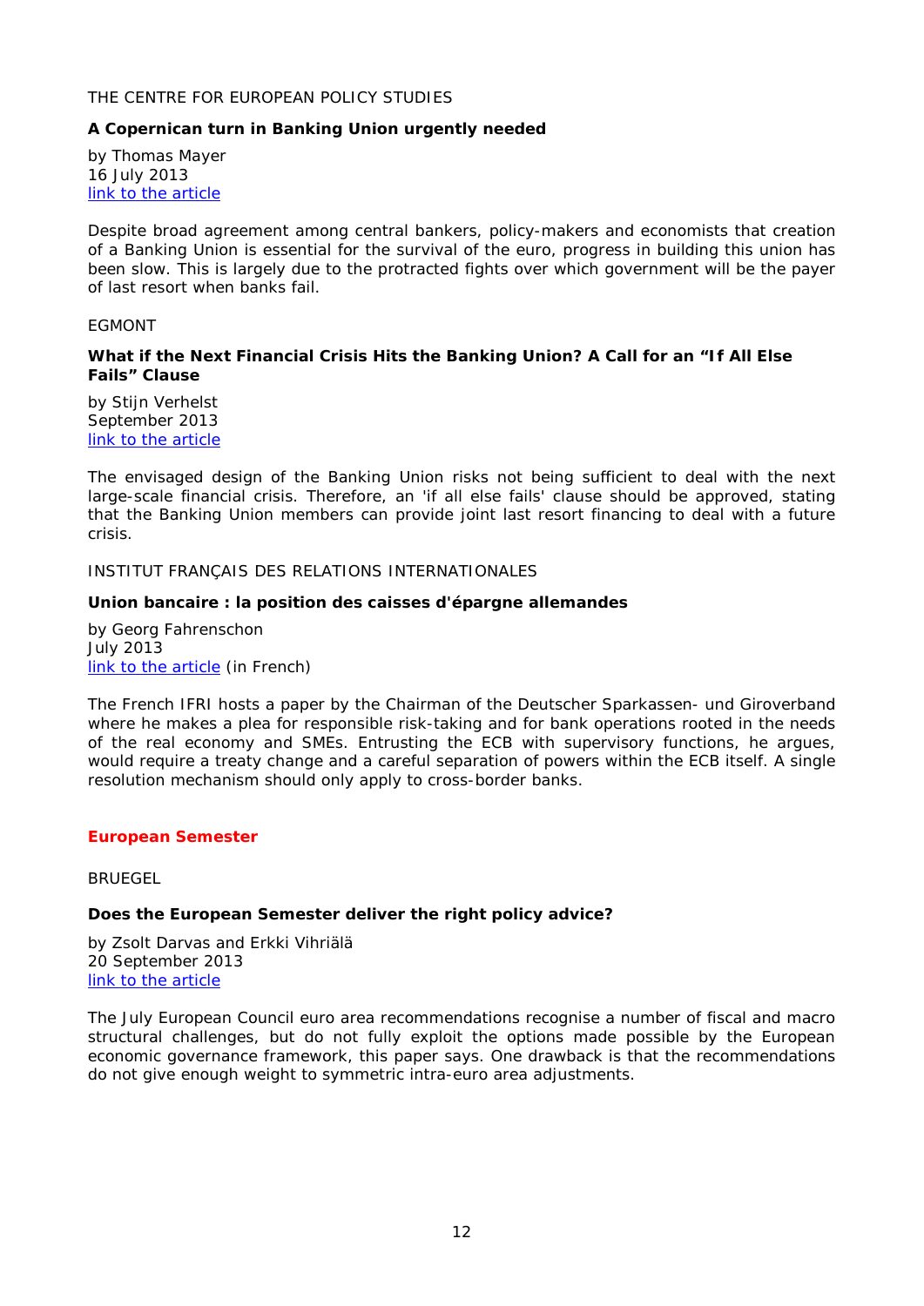THE CENTRE FOR EUROPEAN POLICY STUDIES

**A Copernican turn in Banking Union urgently needed**

by Thomas Mayer
16 July 2013
link to the article

Despite broad agreement among central bankers, policy-makers and economists that creation of a Banking Union is essential for the survival of the euro, progress in building this union has been slow. This is largely due to the protracted fights over which government will be the payer of last resort when banks fail.

EGMONT

**What if the Next Financial Crisis Hits the Banking Union? A Call for an "If All Else Fails" Clause**

by Stijn Verhelst
September 2013
link to the article

The envisaged design of the Banking Union risks not being sufficient to deal with the next large-scale financial crisis. Therefore, an 'if all else fails' clause should be approved, stating that the Banking Union members can provide joint last resort financing to deal with a future crisis.

INSTITUT FRANÇAIS DES RELATIONS INTERNATIONALES

**Union bancaire : la position des caisses d'épargne allemandes**

by Georg Fahrenschon
July 2013
link to the article (in French)

The French IFRI hosts a paper by the Chairman of the Deutscher Sparkassen- und Giroverband where he makes a plea for responsible risk-taking and for bank operations rooted in the needs of the real economy and SMEs. Entrusting the ECB with supervisory functions, he argues, would require a treaty change and a careful separation of powers within the ECB itself. A single resolution mechanism should only apply to cross-border banks.

## European Semester

BRUEGEL

**Does the European Semester deliver the right policy advice?**

by Zsolt Darvas and Erkki Vihriälä
20 September 2013
link to the article

The July European Council euro area recommendations recognise a number of fiscal and macro structural challenges, but do not fully exploit the options made possible by the European economic governance framework, this paper says. One drawback is that the recommendations do not give enough weight to symmetric intra-euro area adjustments.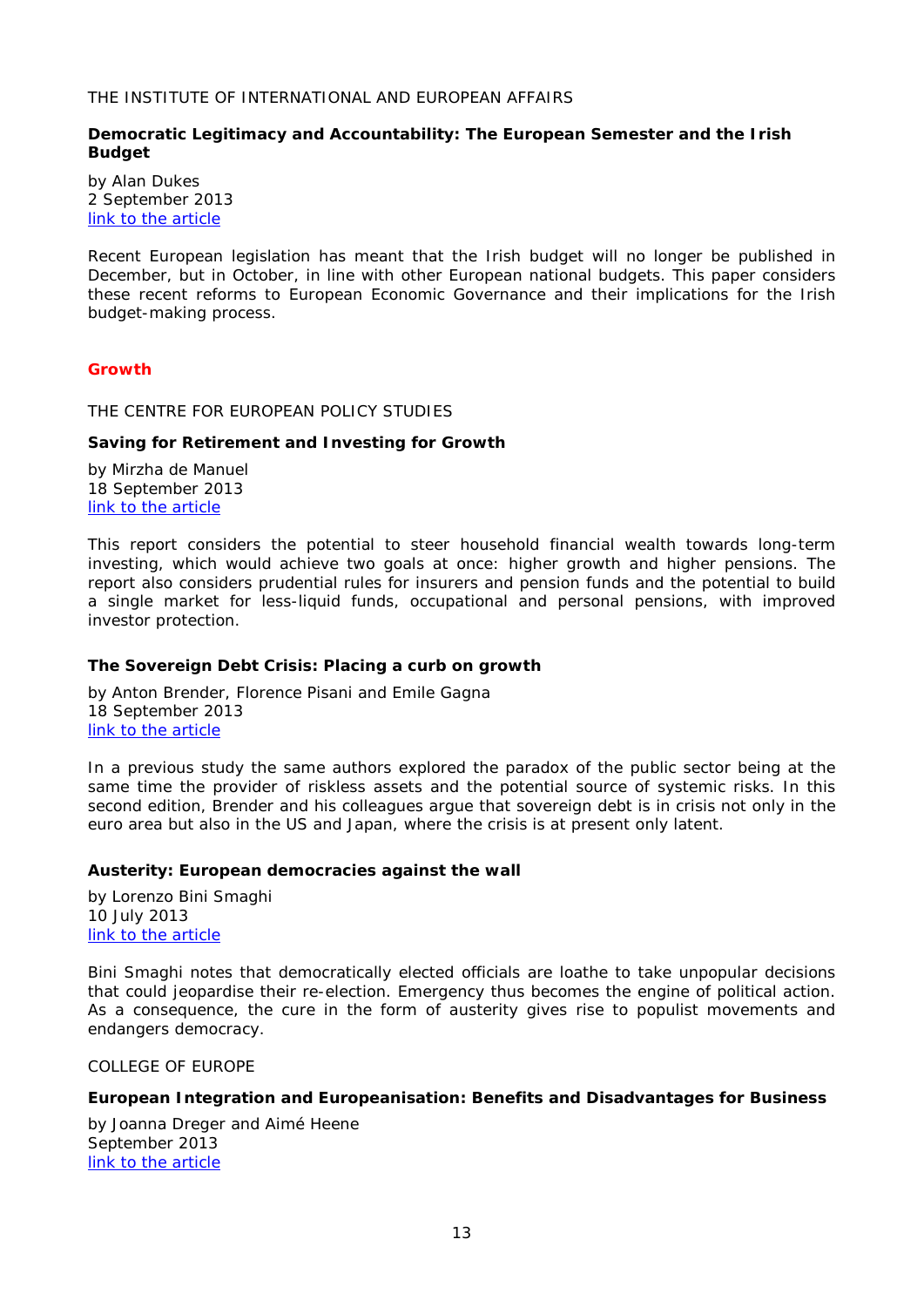THE INSTITUTE OF INTERNATIONAL AND EUROPEAN AFFAIRS

**Democratic Legitimacy and Accountability: The European Semester and the Irish Budget**

by Alan Dukes
2 September 2013
[link to the article]

Recent European legislation has meant that the Irish budget will no longer be published in December, but in October, in line with other European national budgets. This paper considers these recent reforms to European Economic Governance and their implications for the Irish budget-making process.

## Growth

THE CENTRE FOR EUROPEAN POLICY STUDIES

**Saving for Retirement and Investing for Growth**

by Mirzha de Manuel
18 September 2013
[link to the article]

This report considers the potential to steer household financial wealth towards long-term investing, which would achieve two goals at once: higher growth and higher pensions. The report also considers prudential rules for insurers and pension funds and the potential to build a single market for less-liquid funds, occupational and personal pensions, with improved investor protection.

**The Sovereign Debt Crisis: Placing a curb on growth**

by Anton Brender, Florence Pisani and Emile Gagna
18 September 2013
[link to the article]

In a previous study the same authors explored the paradox of the public sector being at the same time the provider of riskless assets and the potential source of systemic risks. In this second edition, Brender and his colleagues argue that sovereign debt is in crisis not only in the euro area but also in the US and Japan, where the crisis is at present only latent.

**Austerity: European democracies against the wall**

by Lorenzo Bini Smaghi
10 July 2013
[link to the article]

Bini Smaghi notes that democratically elected officials are loathe to take unpopular decisions that could jeopardise their re-election. Emergency thus becomes the engine of political action. As a consequence, the cure in the form of austerity gives rise to populist movements and endangers democracy.

COLLEGE OF EUROPE

**European Integration and Europeanisation: Benefits and Disadvantages for Business**

by Joanna Dreger and Aimé Heene
September 2013
[link to the article]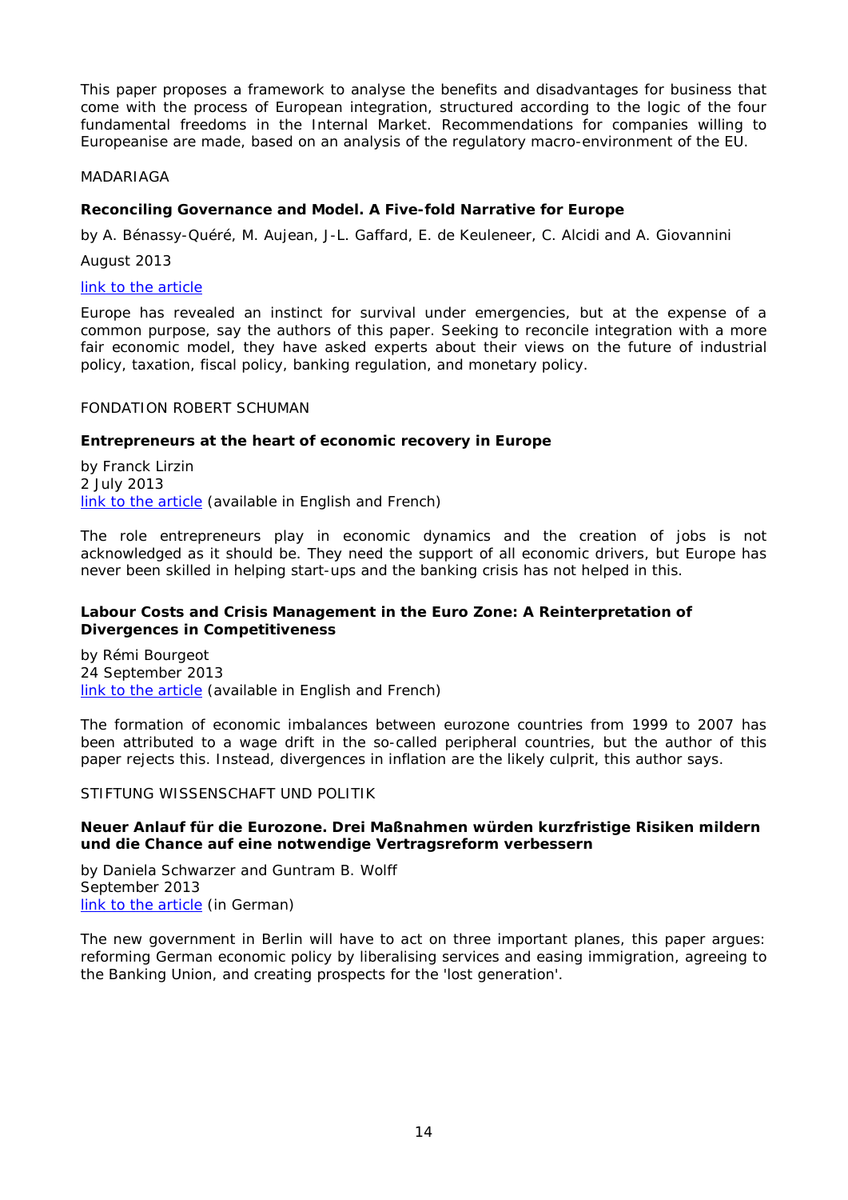This paper proposes a framework to analyse the benefits and disadvantages for business that come with the process of European integration, structured according to the logic of the four fundamental freedoms in the Internal Market. Recommendations for companies willing to Europeanise are made, based on an analysis of the regulatory macro-environment of the EU.

MADARIAGA

**Reconciling Governance and Model. A Five-fold Narrative for Europe**

by A. Bénassy-Quéré, M. Aujean, J-L. Gaffard, E. de Keuleneer, C. Alcidi and A. Giovannini

August 2013

link to the article

Europe has revealed an instinct for survival under emergencies, but at the expense of a common purpose, say the authors of this paper. Seeking to reconcile integration with a more fair economic model, they have asked experts about their views on the future of industrial policy, taxation, fiscal policy, banking regulation, and monetary policy.

FONDATION ROBERT SCHUMAN

**Entrepreneurs at the heart of economic recovery in Europe**

by Franck Lirzin
2 July 2013
link to the article (available in English and French)

The role entrepreneurs play in economic dynamics and the creation of jobs is not acknowledged as it should be. They need the support of all economic drivers, but Europe has never been skilled in helping start-ups and the banking crisis has not helped in this.

**Labour Costs and Crisis Management in the Euro Zone: A Reinterpretation of Divergences in Competitiveness**

by Rémi Bourgeot
24 September 2013
link to the article (available in English and French)

The formation of economic imbalances between eurozone countries from 1999 to 2007 has been attributed to a wage drift in the so-called peripheral countries, but the author of this paper rejects this. Instead, divergences in inflation are the likely culprit, this author says.

STIFTUNG WISSENSCHAFT UND POLITIK

**Neuer Anlauf für die Eurozone. Drei Maßnahmen würden kurzfristige Risiken mildern und die Chance auf eine notwendige Vertragsreform verbessern**

by Daniela Schwarzer and Guntram B. Wolff
September 2013
link to the article (in German)

The new government in Berlin will have to act on three important planes, this paper argues: reforming German economic policy by liberalising services and easing immigration, agreeing to the Banking Union, and creating prospects for the 'lost generation'.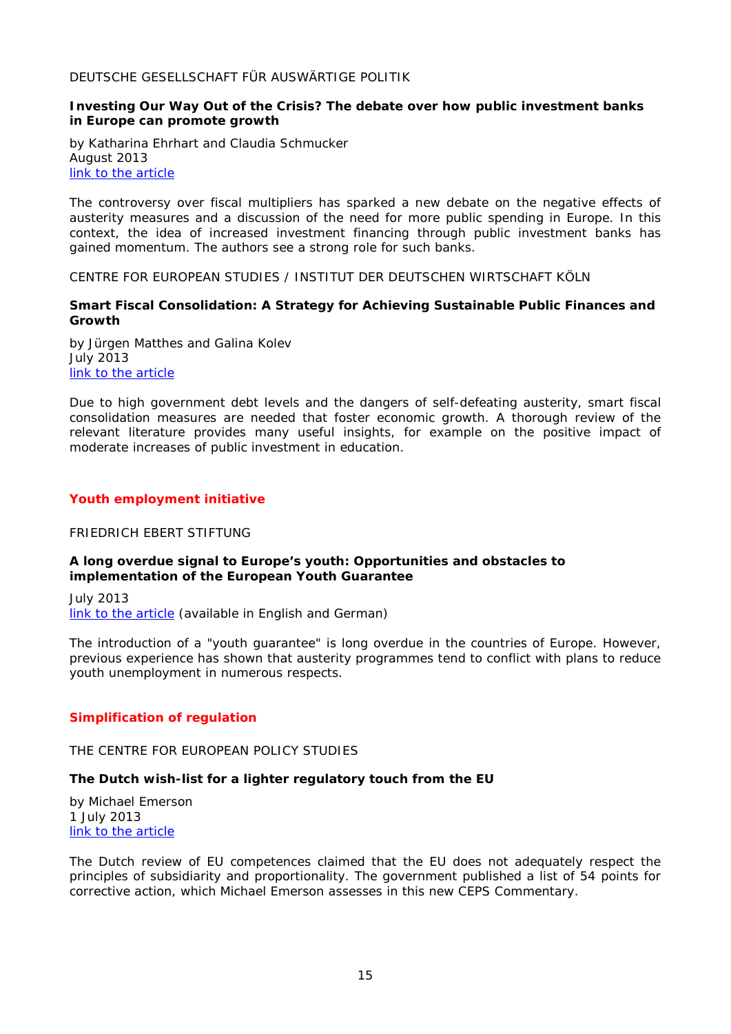DEUTSCHE GESELLSCHAFT FÜR AUSWÄRTIGE POLITIK

**Investing Our Way Out of the Crisis? The debate over how public investment banks in Europe can promote growth**

by Katharina Ehrhart and Claudia Schmucker
August 2013
link to the article

The controversy over fiscal multipliers has sparked a new debate on the negative effects of austerity measures and a discussion of the need for more public spending in Europe. In this context, the idea of increased investment financing through public investment banks has gained momentum. The authors see a strong role for such banks.

CENTRE FOR EUROPEAN STUDIES / INSTITUT DER DEUTSCHEN WIRTSCHAFT KÖLN

**Smart Fiscal Consolidation: A Strategy for Achieving Sustainable Public Finances and Growth**

by Jürgen Matthes and Galina Kolev
July 2013
link to the article

Due to high government debt levels and the dangers of self-defeating austerity, smart fiscal consolidation measures are needed that foster economic growth. A thorough review of the relevant literature provides many useful insights, for example on the positive impact of moderate increases of public investment in education.

## Youth employment initiative

FRIEDRICH EBERT STIFTUNG

**A long overdue signal to Europe's youth: Opportunities and obstacles to implementation of the European Youth Guarantee**

July 2013
link to the article (available in English and German)

The introduction of a "youth guarantee" is long overdue in the countries of Europe. However, previous experience has shown that austerity programmes tend to conflict with plans to reduce youth unemployment in numerous respects.

## Simplification of regulation

THE CENTRE FOR EUROPEAN POLICY STUDIES

**The Dutch wish-list for a lighter regulatory touch from the EU**

by Michael Emerson
1 July 2013
link to the article

The Dutch review of EU competences claimed that the EU does not adequately respect the principles of subsidiarity and proportionality. The government published a list of 54 points for corrective action, which Michael Emerson assesses in this new CEPS Commentary.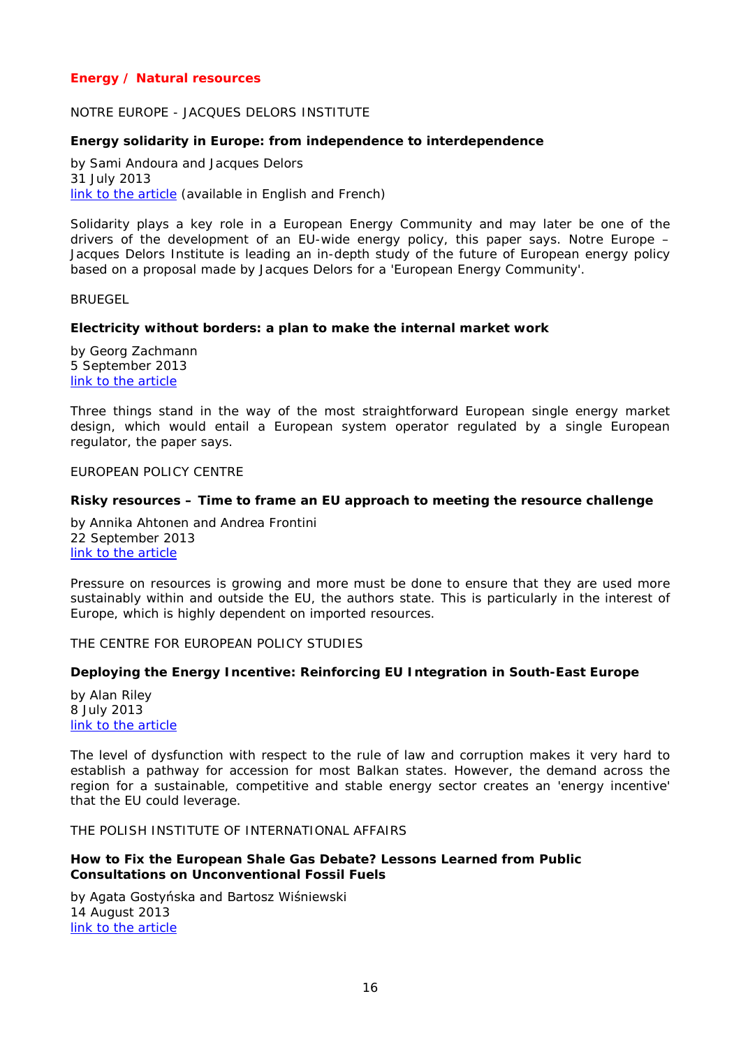## Energy / Natural resources

NOTRE EUROPE - JACQUES DELORS INSTITUTE

**Energy solidarity in Europe: from independence to interdependence**

by Sami Andoura and Jacques Delors
31 July 2013
link to the article (available in English and French)

Solidarity plays a key role in a European Energy Community and may later be one of the drivers of the development of an EU-wide energy policy, this paper says. Notre Europe – Jacques Delors Institute is leading an in-depth study of the future of European energy policy based on a proposal made by Jacques Delors for a 'European Energy Community'.

BRUEGEL

**Electricity without borders: a plan to make the internal market work**

by Georg Zachmann
5 September 2013
link to the article

Three things stand in the way of the most straightforward European single energy market design, which would entail a European system operator regulated by a single European regulator, the paper says.

EUROPEAN POLICY CENTRE

**Risky resources – Time to frame an EU approach to meeting the resource challenge**

by Annika Ahtonen and Andrea Frontini
22 September 2013
link to the article

Pressure on resources is growing and more must be done to ensure that they are used more sustainably within and outside the EU, the authors state. This is particularly in the interest of Europe, which is highly dependent on imported resources.

THE CENTRE FOR EUROPEAN POLICY STUDIES

**Deploying the Energy Incentive: Reinforcing EU Integration in South-East Europe**

by Alan Riley
8 July 2013
link to the article

The level of dysfunction with respect to the rule of law and corruption makes it very hard to establish a pathway for accession for most Balkan states. However, the demand across the region for a sustainable, competitive and stable energy sector creates an 'energy incentive' that the EU could leverage.

THE POLISH INSTITUTE OF INTERNATIONAL AFFAIRS

**How to Fix the European Shale Gas Debate? Lessons Learned from Public Consultations on Unconventional Fossil Fuels**

by Agata Gostyńska and Bartosz Wiśniewski
14 August 2013
link to the article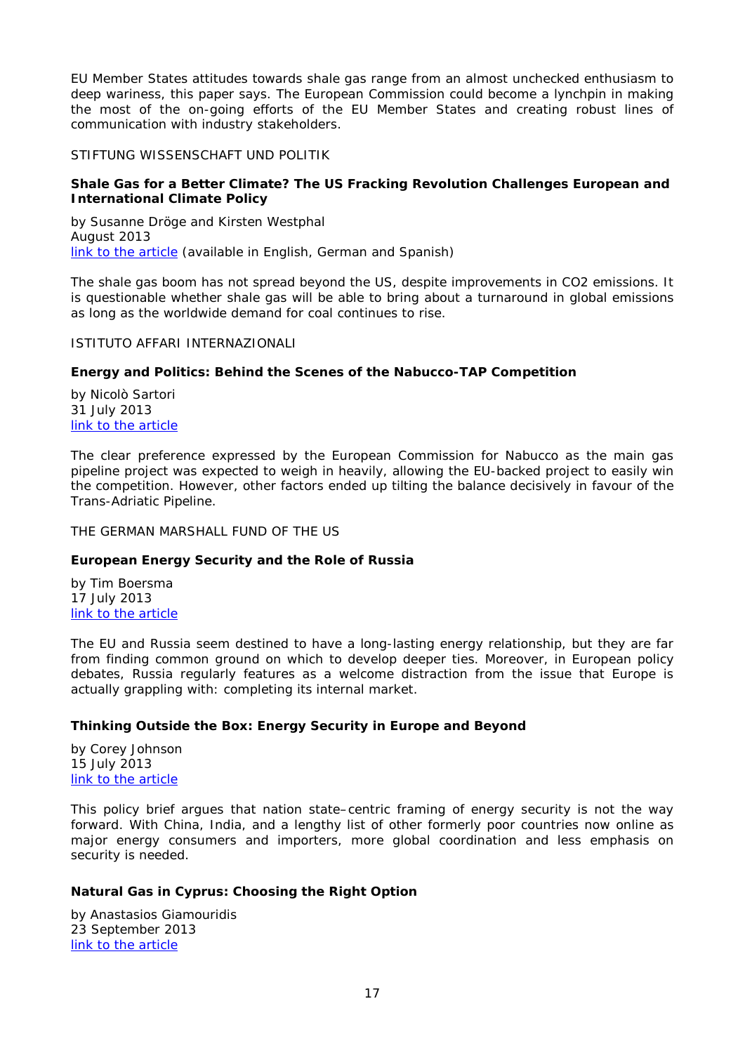EU Member States attitudes towards shale gas range from an almost unchecked enthusiasm to deep wariness, this paper says. The European Commission could become a lynchpin in making the most of the on-going efforts of the EU Member States and creating robust lines of communication with industry stakeholders.

STIFTUNG WISSENSCHAFT UND POLITIK

**Shale Gas for a Better Climate? The US Fracking Revolution Challenges European and International Climate Policy**

by Susanne Dröge and Kirsten Westphal
August 2013
link to the article (available in English, German and Spanish)

The shale gas boom has not spread beyond the US, despite improvements in CO2 emissions. It is questionable whether shale gas will be able to bring about a turnaround in global emissions as long as the worldwide demand for coal continues to rise.

ISTITUTO AFFARI INTERNAZIONALI

**Energy and Politics: Behind the Scenes of the Nabucco-TAP Competition**

by Nicolò Sartori
31 July 2013
link to the article

The clear preference expressed by the European Commission for Nabucco as the main gas pipeline project was expected to weigh in heavily, allowing the EU-backed project to easily win the competition. However, other factors ended up tilting the balance decisively in favour of the Trans-Adriatic Pipeline.

THE GERMAN MARSHALL FUND OF THE US

**European Energy Security and the Role of Russia**

by Tim Boersma
17 July 2013
link to the article

The EU and Russia seem destined to have a long-lasting energy relationship, but they are far from finding common ground on which to develop deeper ties. Moreover, in European policy debates, Russia regularly features as a welcome distraction from the issue that Europe is actually grappling with: completing its internal market.

**Thinking Outside the Box: Energy Security in Europe and Beyond**

by Corey Johnson
15 July 2013
link to the article

This policy brief argues that nation state–centric framing of energy security is not the way forward. With China, India, and a lengthy list of other formerly poor countries now online as major energy consumers and importers, more global coordination and less emphasis on security is needed.

**Natural Gas in Cyprus: Choosing the Right Option**

by Anastasios Giamouridis
23 September 2013
link to the article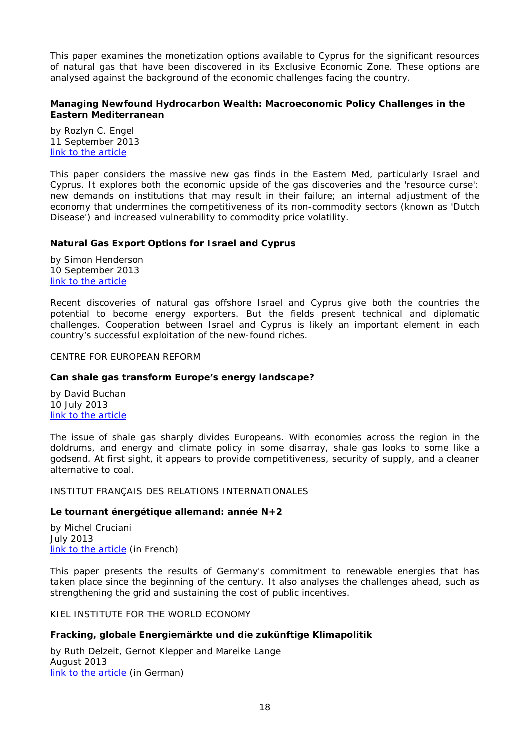This paper examines the monetization options available to Cyprus for the significant resources of natural gas that have been discovered in its Exclusive Economic Zone. These options are analysed against the background of the economic challenges facing the country.

**Managing Newfound Hydrocarbon Wealth: Macroeconomic Policy Challenges in the Eastern Mediterranean**

by Rozlyn C. Engel
11 September 2013
link to the article

This paper considers the massive new gas finds in the Eastern Med, particularly Israel and Cyprus. It explores both the economic upside of the gas discoveries and the 'resource curse': new demands on institutions that may result in their failure; an internal adjustment of the economy that undermines the competitiveness of its non-commodity sectors (known as 'Dutch Disease') and increased vulnerability to commodity price volatility.

**Natural Gas Export Options for Israel and Cyprus**

by Simon Henderson
10 September 2013
link to the article

Recent discoveries of natural gas offshore Israel and Cyprus give both the countries the potential to become energy exporters. But the fields present technical and diplomatic challenges. Cooperation between Israel and Cyprus is likely an important element in each country's successful exploitation of the new-found riches.

CENTRE FOR EUROPEAN REFORM

**Can shale gas transform Europe's energy landscape?**

by David Buchan
10 July 2013
link to the article

The issue of shale gas sharply divides Europeans. With economies across the region in the doldrums, and energy and climate policy in some disarray, shale gas looks to some like a godsend. At first sight, it appears to provide competitiveness, security of supply, and a cleaner alternative to coal.

INSTITUT FRANÇAIS DES RELATIONS INTERNATIONALES

**Le tournant énergétique allemand: année N+2**

by Michel Cruciani
July 2013
link to the article (in French)

This paper presents the results of Germany's commitment to renewable energies that has taken place since the beginning of the century. It also analyses the challenges ahead, such as strengthening the grid and sustaining the cost of public incentives.

KIEL INSTITUTE FOR THE WORLD ECONOMY

**Fracking, globale Energiemärkte und die zukünftige Klimapolitik**

by Ruth Delzeit, Gernot Klepper and Mareike Lange
August 2013
link to the article (in German)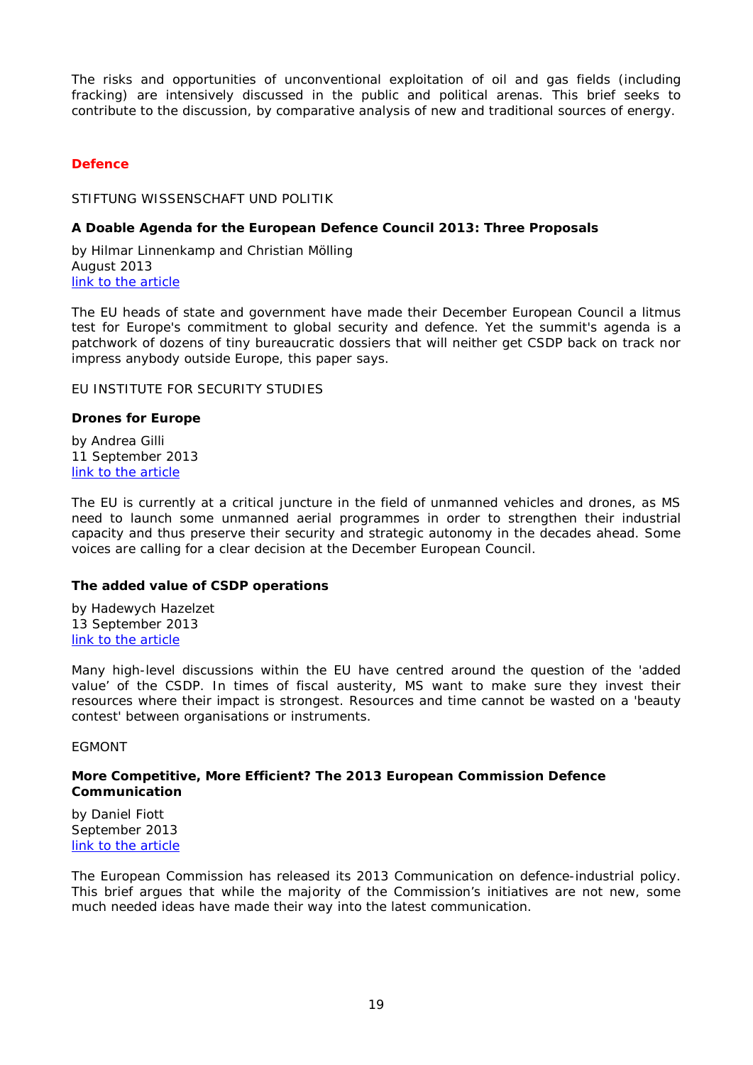The risks and opportunities of unconventional exploitation of oil and gas fields (including fracking) are intensively discussed in the public and political arenas. This brief seeks to contribute to the discussion, by comparative analysis of new and traditional sources of energy.

## Defence

STIFTUNG WISSENSCHAFT UND POLITIK

**A Doable Agenda for the European Defence Council 2013: Three Proposals**

by Hilmar Linnenkamp and Christian Mölling
August 2013
[link to the article]

The EU heads of state and government have made their December European Council a litmus test for Europe's commitment to global security and defence. Yet the summit's agenda is a patchwork of dozens of tiny bureaucratic dossiers that will neither get CSDP back on track nor impress anybody outside Europe, this paper says.

EU INSTITUTE FOR SECURITY STUDIES

**Drones for Europe**

by Andrea Gilli
11 September 2013
[link to the article]

The EU is currently at a critical juncture in the field of unmanned vehicles and drones, as MS need to launch some unmanned aerial programmes in order to strengthen their industrial capacity and thus preserve their security and strategic autonomy in the decades ahead. Some voices are calling for a clear decision at the December European Council.

**The added value of CSDP operations**

by Hadewych Hazelzet
13 September 2013
[link to the article]

Many high-level discussions within the EU have centred around the question of the 'added value' of the CSDP. In times of fiscal austerity, MS want to make sure they invest their resources where their impact is strongest. Resources and time cannot be wasted on a 'beauty contest' between organisations or instruments.

EGMONT

**More Competitive, More Efficient? The 2013 European Commission Defence Communication**

by Daniel Fiott
September 2013
[link to the article]

The European Commission has released its 2013 Communication on defence-industrial policy. This brief argues that while the majority of the Commission's initiatives are not new, some much needed ideas have made their way into the latest communication.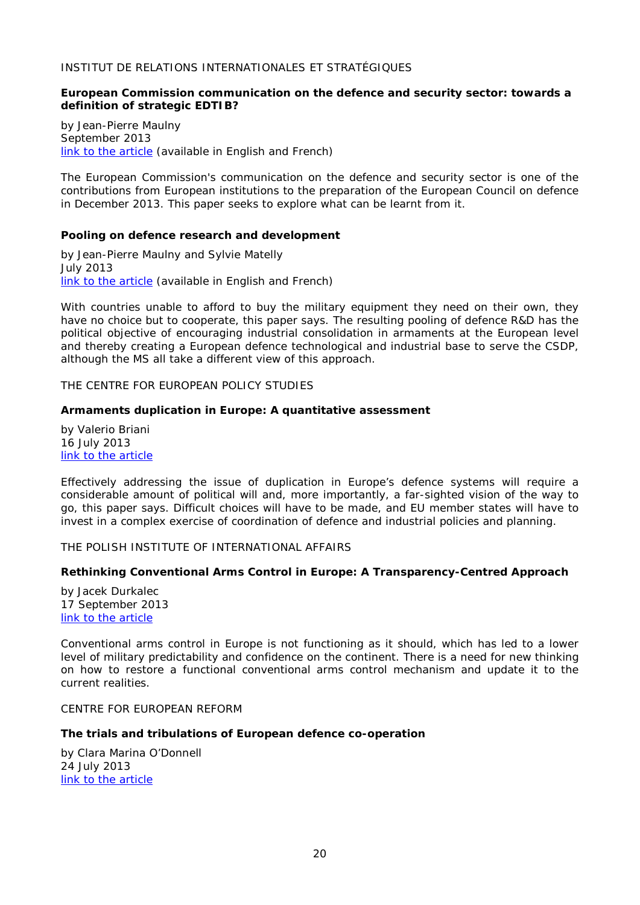INSTITUT DE RELATIONS INTERNATIONALES ET STRATÉGIQUES

**European Commission communication on the defence and security sector: towards a definition of strategic EDTIB?**

by Jean-Pierre Maulny
September 2013
link to the article (available in English and French)

The European Commission's communication on the defence and security sector is one of the contributions from European institutions to the preparation of the European Council on defence in December 2013. This paper seeks to explore what can be learnt from it.

**Pooling on defence research and development**

by Jean-Pierre Maulny and Sylvie Matelly
July 2013
link to the article (available in English and French)

With countries unable to afford to buy the military equipment they need on their own, they have no choice but to cooperate, this paper says. The resulting pooling of defence R&D has the political objective of encouraging industrial consolidation in armaments at the European level and thereby creating a European defence technological and industrial base to serve the CSDP, although the MS all take a different view of this approach.

THE CENTRE FOR EUROPEAN POLICY STUDIES

**Armaments duplication in Europe: A quantitative assessment**

by Valerio Briani
16 July 2013
link to the article

Effectively addressing the issue of duplication in Europe's defence systems will require a considerable amount of political will and, more importantly, a far-sighted vision of the way to go, this paper says. Difficult choices will have to be made, and EU member states will have to invest in a complex exercise of coordination of defence and industrial policies and planning.

THE POLISH INSTITUTE OF INTERNATIONAL AFFAIRS

**Rethinking Conventional Arms Control in Europe: A Transparency-Centred Approach**

by Jacek Durkalec
17 September 2013
link to the article

Conventional arms control in Europe is not functioning as it should, which has led to a lower level of military predictability and confidence on the continent. There is a need for new thinking on how to restore a functional conventional arms control mechanism and update it to the current realities.

CENTRE FOR EUROPEAN REFORM

**The trials and tribulations of European defence co-operation**

by Clara Marina O'Donnell
24 July 2013
link to the article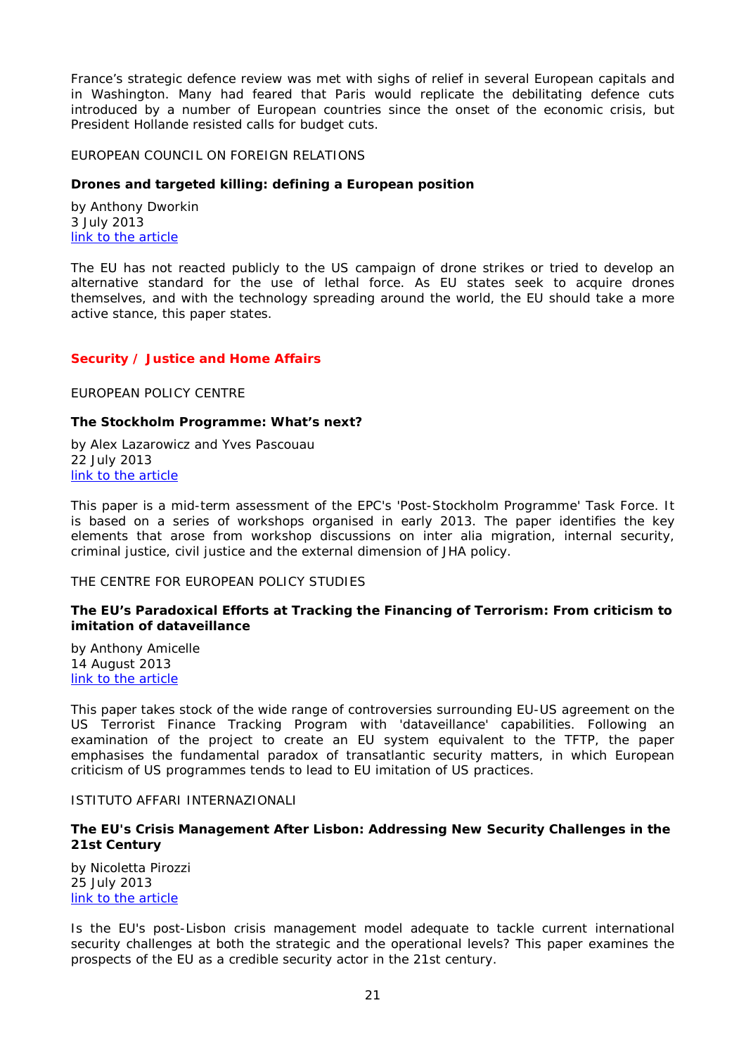France's strategic defence review was met with sighs of relief in several European capitals and in Washington. Many had feared that Paris would replicate the debilitating defence cuts introduced by a number of European countries since the onset of the economic crisis, but President Hollande resisted calls for budget cuts.

EUROPEAN COUNCIL ON FOREIGN RELATIONS

**Drones and targeted killing: defining a European position**

by Anthony Dworkin
3 July 2013
link to the article

The EU has not reacted publicly to the US campaign of drone strikes or tried to develop an alternative standard for the use of lethal force. As EU states seek to acquire drones themselves, and with the technology spreading around the world, the EU should take a more active stance, this paper states.

## Security / Justice and Home Affairs

EUROPEAN POLICY CENTRE

**The Stockholm Programme: What's next?**

by Alex Lazarowicz and Yves Pascouau
22 July 2013
link to the article

This paper is a mid-term assessment of the EPC's 'Post-Stockholm Programme' Task Force. It is based on a series of workshops organised in early 2013. The paper identifies the key elements that arose from workshop discussions on inter alia migration, internal security, criminal justice, civil justice and the external dimension of JHA policy.

THE CENTRE FOR EUROPEAN POLICY STUDIES

**The EU's Paradoxical Efforts at Tracking the Financing of Terrorism: From criticism to imitation of dataveillance**

by Anthony Amicelle
14 August 2013
link to the article

This paper takes stock of the wide range of controversies surrounding EU-US agreement on the US Terrorist Finance Tracking Program with 'dataveillance' capabilities. Following an examination of the project to create an EU system equivalent to the TFTP, the paper emphasises the fundamental paradox of transatlantic security matters, in which European criticism of US programmes tends to lead to EU imitation of US practices.

ISTITUTO AFFARI INTERNAZIONALI

**The EU's Crisis Management After Lisbon: Addressing New Security Challenges in the 21st Century**

by Nicoletta Pirozzi
25 July 2013
link to the article

Is the EU's post-Lisbon crisis management model adequate to tackle current international security challenges at both the strategic and the operational levels? This paper examines the prospects of the EU as a credible security actor in the 21st century.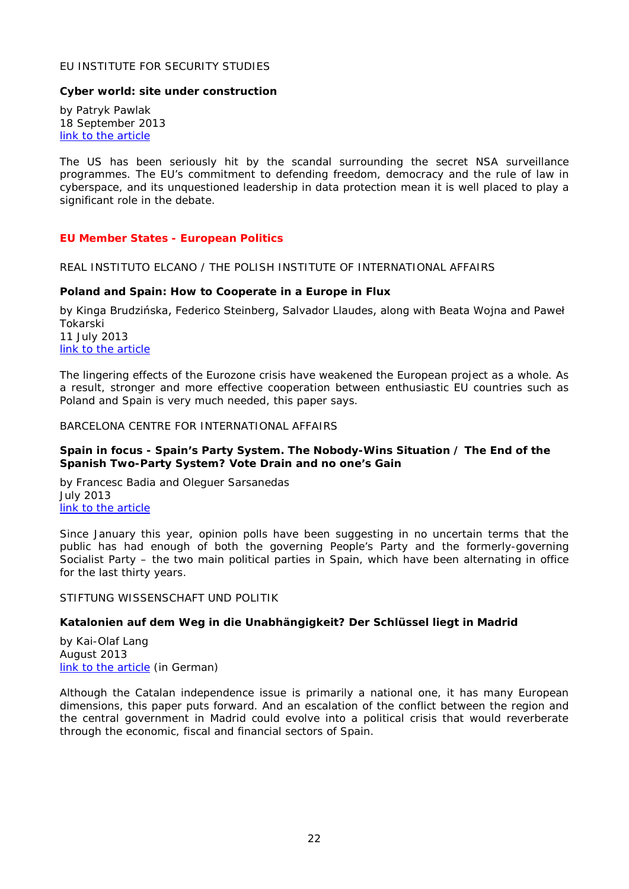EU INSTITUTE FOR SECURITY STUDIES

**Cyber world: site under construction**

by Patryk Pawlak
18 September 2013
[link to the article]

The US has been seriously hit by the scandal surrounding the secret NSA surveillance programmes. The EU's commitment to defending freedom, democracy and the rule of law in cyberspace, and its unquestioned leadership in data protection mean it is well placed to play a significant role in the debate.

## EU Member States - European Politics

REAL INSTITUTO ELCANO / THE POLISH INSTITUTE OF INTERNATIONAL AFFAIRS

**Poland and Spain: How to Cooperate in a Europe in Flux**

by Kinga Brudzińska, Federico Steinberg, Salvador Llaudes, along with Beata Wojna and Paweł Tokarski
11 July 2013
[link to the article]

The lingering effects of the Eurozone crisis have weakened the European project as a whole. As a result, stronger and more effective cooperation between enthusiastic EU countries such as Poland and Spain is very much needed, this paper says.

BARCELONA CENTRE FOR INTERNATIONAL AFFAIRS

**Spain in focus - Spain's Party System. The Nobody-Wins Situation / The End of the Spanish Two-Party System? Vote Drain and no one's Gain**

by Francesc Badia and Oleguer Sarsanedas
July 2013
[link to the article]

Since January this year, opinion polls have been suggesting in no uncertain terms that the public has had enough of both the governing People's Party and the formerly-governing Socialist Party – the two main political parties in Spain, which have been alternating in office for the last thirty years.

STIFTUNG WISSENSCHAFT UND POLITIK

**Katalonien auf dem Weg in die Unabhängigkeit? Der Schlüssel liegt in Madrid**

by Kai-Olaf Lang
August 2013
[link to the article] (in German)

Although the Catalan independence issue is primarily a national one, it has many European dimensions, this paper puts forward. And an escalation of the conflict between the region and the central government in Madrid could evolve into a political crisis that would reverberate through the economic, fiscal and financial sectors of Spain.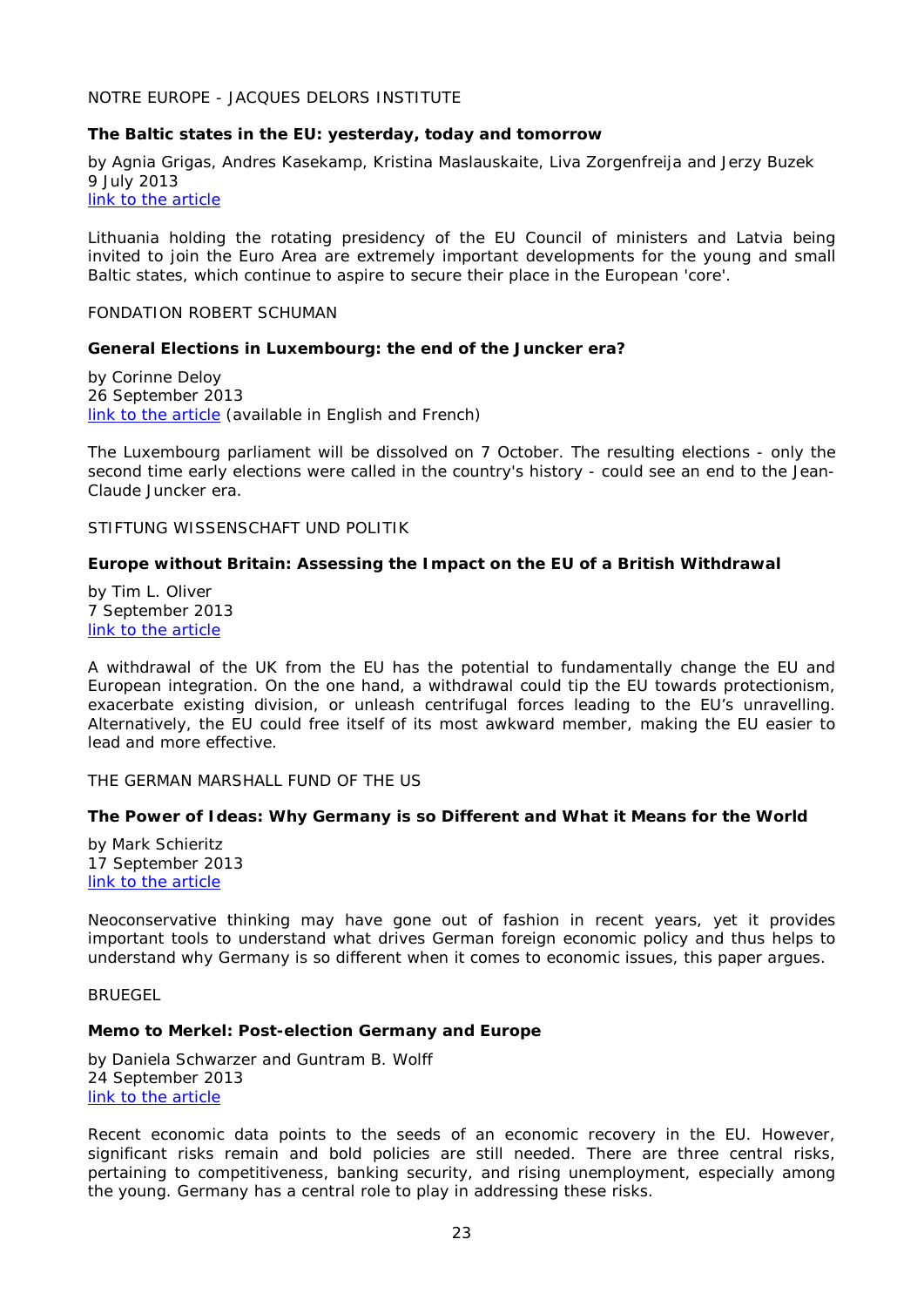NOTRE EUROPE - JACQUES DELORS INSTITUTE

**The Baltic states in the EU: yesterday, today and tomorrow**

by Agnia Grigas, Andres Kasekamp, Kristina Maslauskaite, Liva Zorgenfreija and Jerzy Buzek
9 July 2013
link to the article

Lithuania holding the rotating presidency of the EU Council of ministers and Latvia being invited to join the Euro Area are extremely important developments for the young and small Baltic states, which continue to aspire to secure their place in the European 'core'.

FONDATION ROBERT SCHUMAN

**General Elections in Luxembourg: the end of the Juncker era?**

by Corinne Deloy
26 September 2013
link to the article (available in English and French)

The Luxembourg parliament will be dissolved on 7 October. The resulting elections - only the second time early elections were called in the country's history - could see an end to the Jean-Claude Juncker era.

STIFTUNG WISSENSCHAFT UND POLITIK

**Europe without Britain: Assessing the Impact on the EU of a British Withdrawal**

by Tim L. Oliver
7 September 2013
link to the article

A withdrawal of the UK from the EU has the potential to fundamentally change the EU and European integration. On the one hand, a withdrawal could tip the EU towards protectionism, exacerbate existing division, or unleash centrifugal forces leading to the EU's unravelling. Alternatively, the EU could free itself of its most awkward member, making the EU easier to lead and more effective.

THE GERMAN MARSHALL FUND OF THE US

**The Power of Ideas: Why Germany is so Different and What it Means for the World**

by Mark Schieritz
17 September 2013
link to the article

Neoconservative thinking may have gone out of fashion in recent years, yet it provides important tools to understand what drives German foreign economic policy and thus helps to understand why Germany is so different when it comes to economic issues, this paper argues.

BRUEGEL

**Memo to Merkel: Post-election Germany and Europe**

by Daniela Schwarzer and Guntram B. Wolff
24 September 2013
link to the article

Recent economic data points to the seeds of an economic recovery in the EU. However, significant risks remain and bold policies are still needed. There are three central risks, pertaining to competitiveness, banking security, and rising unemployment, especially among the young. Germany has a central role to play in addressing these risks.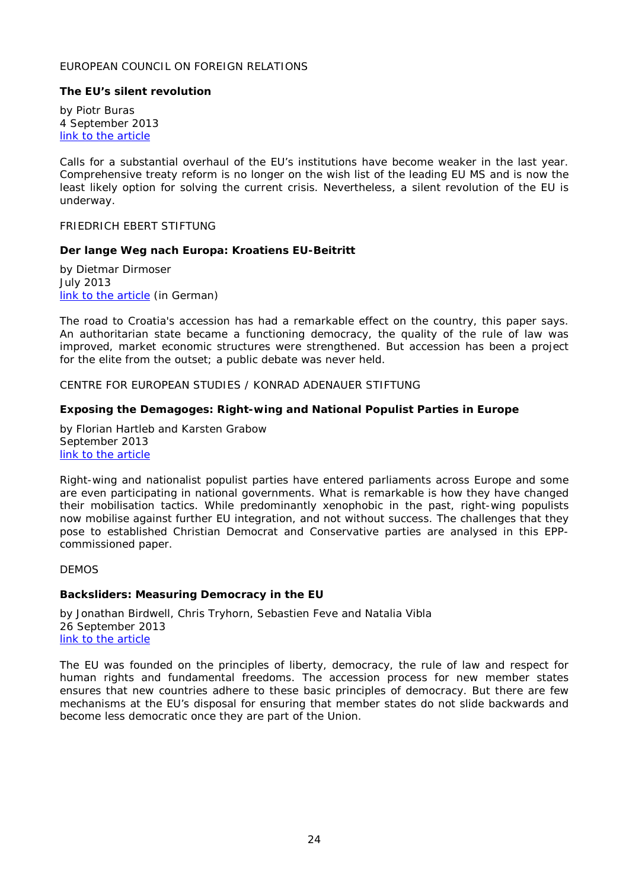EUROPEAN COUNCIL ON FOREIGN RELATIONS

**The EU's silent revolution**

by Piotr Buras
4 September 2013
[link to the article]

Calls for a substantial overhaul of the EU's institutions have become weaker in the last year. Comprehensive treaty reform is no longer on the wish list of the leading EU MS and is now the least likely option for solving the current crisis. Nevertheless, a silent revolution of the EU is underway.

FRIEDRICH EBERT STIFTUNG

**Der lange Weg nach Europa: Kroatiens EU-Beitritt**

by Dietmar Dirmoser
July 2013
[link to the article] (in German)

The road to Croatia's accession has had a remarkable effect on the country, this paper says. An authoritarian state became a functioning democracy, the quality of the rule of law was improved, market economic structures were strengthened. But accession has been a project for the elite from the outset; a public debate was never held.

CENTRE FOR EUROPEAN STUDIES / KONRAD ADENAUER STIFTUNG

**Exposing the Demagoges: Right-wing and National Populist Parties in Europe**

by Florian Hartleb and Karsten Grabow
September 2013
[link to the article]

Right-wing and nationalist populist parties have entered parliaments across Europe and some are even participating in national governments. What is remarkable is how they have changed their mobilisation tactics. While predominantly xenophobic in the past, right-wing populists now mobilise against further EU integration, and not without success. The challenges that they pose to established Christian Democrat and Conservative parties are analysed in this EPP-commissioned paper.

DEMOS

**Backsliders: Measuring Democracy in the EU**

by Jonathan Birdwell, Chris Tryhorn, Sebastien Feve and Natalia Vibla
26 September 2013
[link to the article]

The EU was founded on the principles of liberty, democracy, the rule of law and respect for human rights and fundamental freedoms. The accession process for new member states ensures that new countries adhere to these basic principles of democracy. But there are few mechanisms at the EU's disposal for ensuring that member states do not slide backwards and become less democratic once they are part of the Union.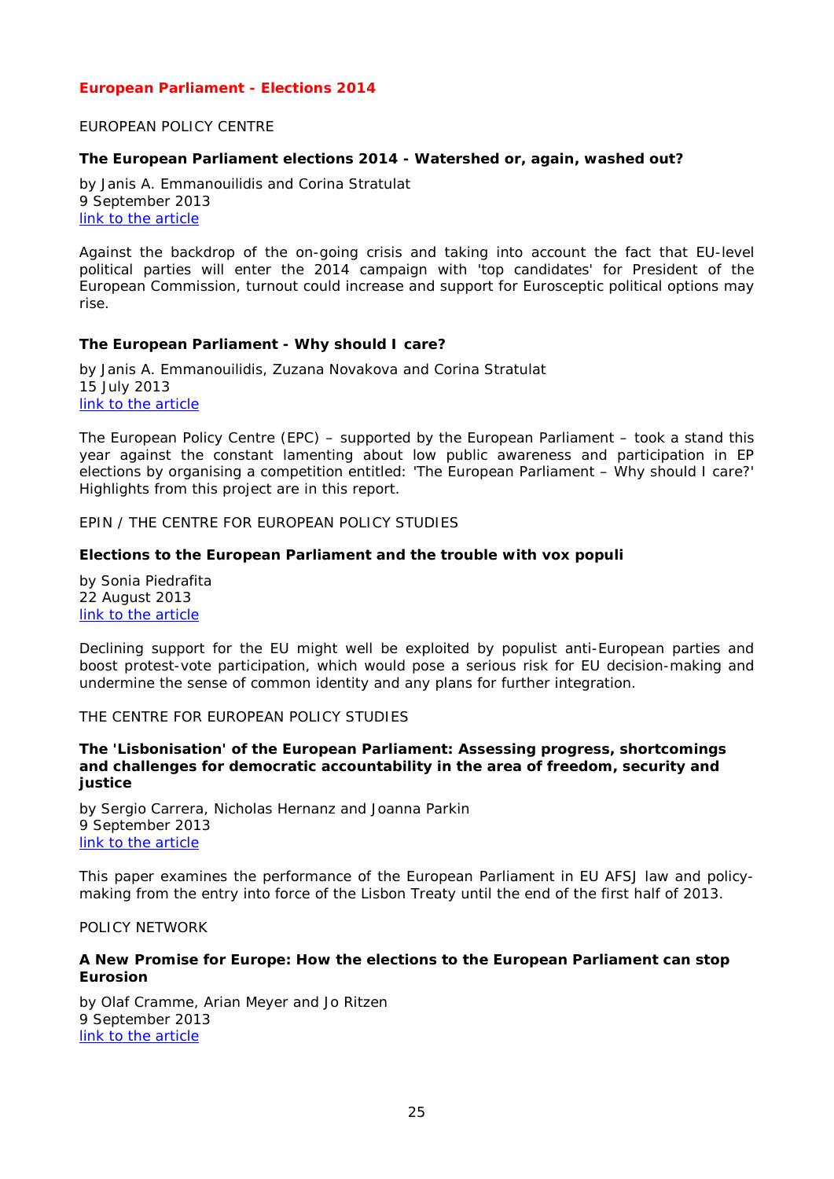## European Parliament - Elections 2014

EUROPEAN POLICY CENTRE

**The European Parliament elections 2014 - Watershed or, again, washed out?**

by Janis A. Emmanouilidis and Corina Stratulat
9 September 2013
link to the article

Against the backdrop of the on-going crisis and taking into account the fact that EU-level political parties will enter the 2014 campaign with 'top candidates' for President of the European Commission, turnout could increase and support for Eurosceptic political options may rise.

**The European Parliament - Why should I care?**

by Janis A. Emmanouilidis, Zuzana Novakova and Corina Stratulat
15 July 2013
link to the article

The European Policy Centre (EPC) – supported by the European Parliament – took a stand this year against the constant lamenting about low public awareness and participation in EP elections by organising a competition entitled: 'The European Parliament – Why should I care?' Highlights from this project are in this report.

EPIN / THE CENTRE FOR EUROPEAN POLICY STUDIES

**Elections to the European Parliament and the trouble with vox populi**

by Sonia Piedrafita
22 August 2013
link to the article

Declining support for the EU might well be exploited by populist anti-European parties and boost protest-vote participation, which would pose a serious risk for EU decision-making and undermine the sense of common identity and any plans for further integration.

THE CENTRE FOR EUROPEAN POLICY STUDIES

**The 'Lisbonisation' of the European Parliament: Assessing progress, shortcomings and challenges for democratic accountability in the area of freedom, security and justice**

by Sergio Carrera, Nicholas Hernanz and Joanna Parkin
9 September 2013
link to the article

This paper examines the performance of the European Parliament in EU AFSJ law and policy-making from the entry into force of the Lisbon Treaty until the end of the first half of 2013.

POLICY NETWORK

**A New Promise for Europe: How the elections to the European Parliament can stop Eurosion**

by Olaf Cramme, Arian Meyer and Jo Ritzen
9 September 2013
link to the article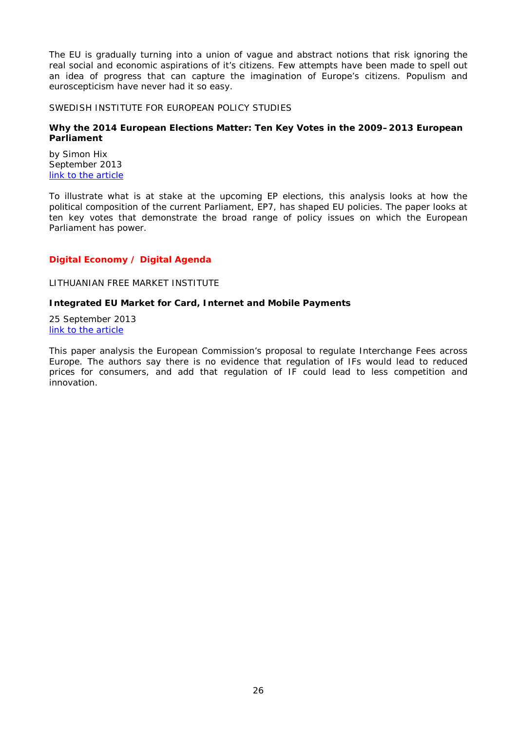The EU is gradually turning into a union of vague and abstract notions that risk ignoring the real social and economic aspirations of it's citizens. Few attempts have been made to spell out an idea of progress that can capture the imagination of Europe's citizens. Populism and euroscepticism have never had it so easy.

SWEDISH INSTITUTE FOR EUROPEAN POLICY STUDIES

**Why the 2014 European Elections Matter: Ten Key Votes in the 2009–2013 European Parliament**

by Simon Hix
September 2013
link to the article

To illustrate what is at stake at the upcoming EP elections, this analysis looks at how the political composition of the current Parliament, EP7, has shaped EU policies. The paper looks at ten key votes that demonstrate the broad range of policy issues on which the European Parliament has power.

## Digital Economy / Digital Agenda

LITHUANIAN FREE MARKET INSTITUTE

**Integrated EU Market for Card, Internet and Mobile Payments**

25 September 2013
link to the article

This paper analysis the European Commission's proposal to regulate Interchange Fees across Europe. The authors say there is no evidence that regulation of IFs would lead to reduced prices for consumers, and add that regulation of IF could lead to less competition and innovation.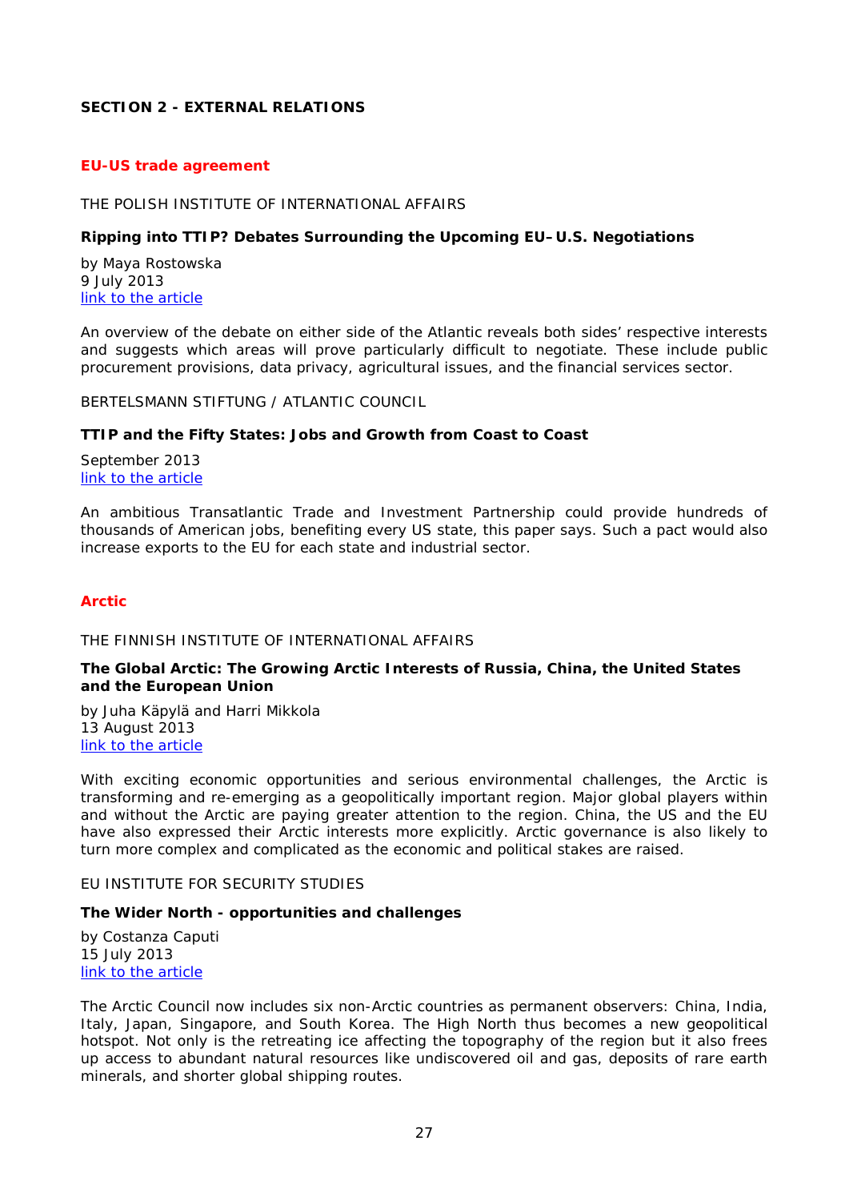# SECTION 2 - EXTERNAL RELATIONS

## EU-US trade agreement

THE POLISH INSTITUTE OF INTERNATIONAL AFFAIRS

**Ripping into TTIP? Debates Surrounding the Upcoming EU–U.S. Negotiations**

by Maya Rostowska
9 July 2013
link to the article

An overview of the debate on either side of the Atlantic reveals both sides' respective interests and suggests which areas will prove particularly difficult to negotiate. These include public procurement provisions, data privacy, agricultural issues, and the financial services sector.

BERTELSMANN STIFTUNG / ATLANTIC COUNCIL

**TTIP and the Fifty States: Jobs and Growth from Coast to Coast**

September 2013
link to the article

An ambitious Transatlantic Trade and Investment Partnership could provide hundreds of thousands of American jobs, benefiting every US state, this paper says. Such a pact would also increase exports to the EU for each state and industrial sector.

## Arctic

THE FINNISH INSTITUTE OF INTERNATIONAL AFFAIRS

**The Global Arctic: The Growing Arctic Interests of Russia, China, the United States and the European Union**

by Juha Käpylä and Harri Mikkola
13 August 2013
link to the article

With exciting economic opportunities and serious environmental challenges, the Arctic is transforming and re-emerging as a geopolitically important region. Major global players within and without the Arctic are paying greater attention to the region. China, the US and the EU have also expressed their Arctic interests more explicitly. Arctic governance is also likely to turn more complex and complicated as the economic and political stakes are raised.

EU INSTITUTE FOR SECURITY STUDIES

**The Wider North - opportunities and challenges**

by Costanza Caputi
15 July 2013
link to the article

The Arctic Council now includes six non-Arctic countries as permanent observers: China, India, Italy, Japan, Singapore, and South Korea. The High North thus becomes a new geopolitical hotspot. Not only is the retreating ice affecting the topography of the region but it also frees up access to abundant natural resources like undiscovered oil and gas, deposits of rare earth minerals, and shorter global shipping routes.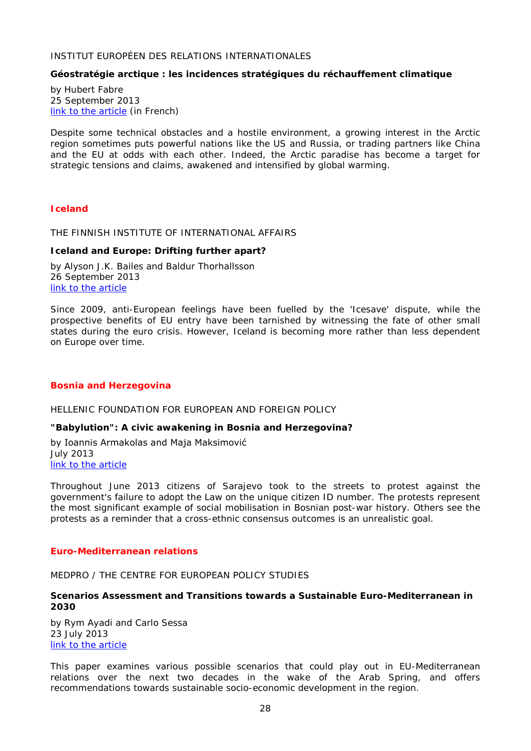INSTITUT EUROPÉEN DES RELATIONS INTERNATIONALES

**Géostratégie arctique : les incidences stratégiques du réchauffement climatique**

by Hubert Fabre
25 September 2013
link to the article (in French)

Despite some technical obstacles and a hostile environment, a growing interest in the Arctic region sometimes puts powerful nations like the US and Russia, or trading partners like China and the EU at odds with each other. Indeed, the Arctic paradise has become a target for strategic tensions and claims, awakened and intensified by global warming.

## Iceland

THE FINNISH INSTITUTE OF INTERNATIONAL AFFAIRS

**Iceland and Europe: Drifting further apart?**

by Alyson J.K. Bailes and Baldur Thorhallsson
26 September 2013
link to the article

Since 2009, anti-European feelings have been fuelled by the 'Icesave' dispute, while the prospective benefits of EU entry have been tarnished by witnessing the fate of other small states during the euro crisis. However, Iceland is becoming more rather than less dependent on Europe over time.

## Bosnia and Herzegovina

HELLENIC FOUNDATION FOR EUROPEAN AND FOREIGN POLICY

**"Babylution": A civic awakening in Bosnia and Herzegovina?**

by Ioannis Armakolas and Maja Maksimović
July 2013
link to the article

Throughout June 2013 citizens of Sarajevo took to the streets to protest against the government's failure to adopt the Law on the unique citizen ID number. The protests represent the most significant example of social mobilisation in Bosnian post-war history. Others see the protests as a reminder that a cross-ethnic consensus outcomes is an unrealistic goal.

## Euro-Mediterranean relations

MEDPRO / THE CENTRE FOR EUROPEAN POLICY STUDIES

**Scenarios Assessment and Transitions towards a Sustainable Euro-Mediterranean in 2030**

by Rym Ayadi and Carlo Sessa
23 July 2013
link to the article

This paper examines various possible scenarios that could play out in EU-Mediterranean relations over the next two decades in the wake of the Arab Spring, and offers recommendations towards sustainable socio-economic development in the region.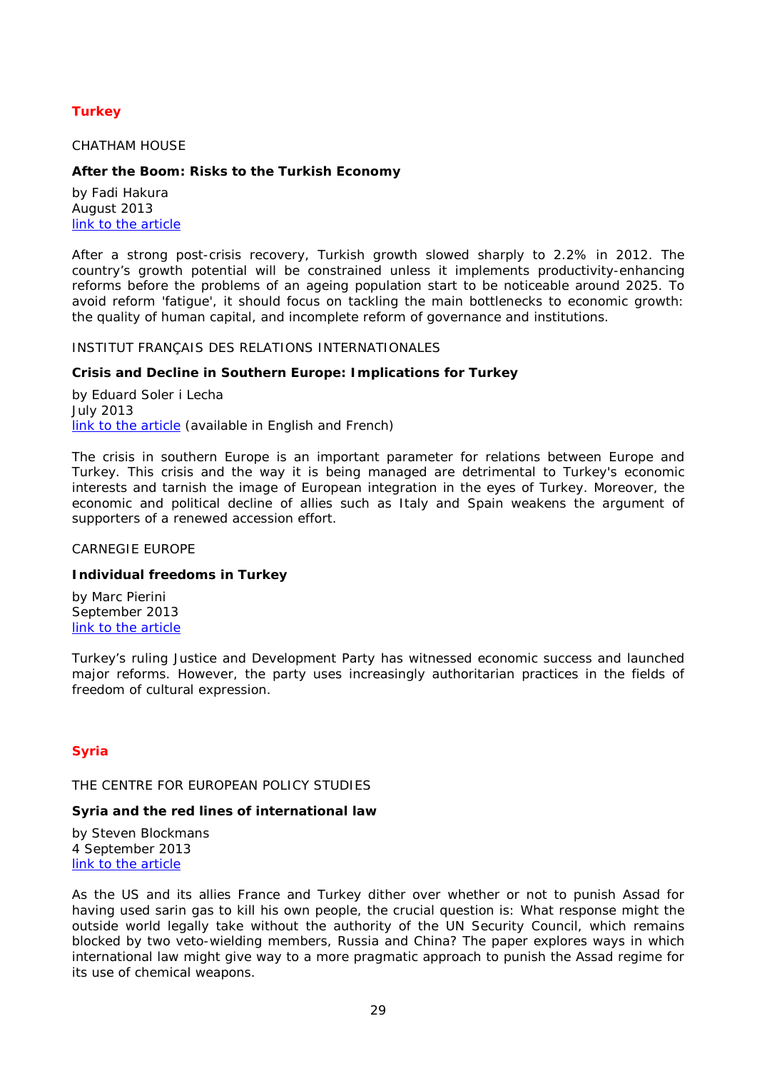## Turkey

CHATHAM HOUSE

**After the Boom: Risks to the Turkish Economy**

by Fadi Hakura
August 2013
link to the article

After a strong post-crisis recovery, Turkish growth slowed sharply to 2.2% in 2012. The country's growth potential will be constrained unless it implements productivity-enhancing reforms before the problems of an ageing population start to be noticeable around 2025. To avoid reform 'fatigue', it should focus on tackling the main bottlenecks to economic growth: the quality of human capital, and incomplete reform of governance and institutions.

INSTITUT FRANÇAIS DES RELATIONS INTERNATIONALES

**Crisis and Decline in Southern Europe: Implications for Turkey**

by Eduard Soler i Lecha
July 2013
link to the article (available in English and French)

The crisis in southern Europe is an important parameter for relations between Europe and Turkey. This crisis and the way it is being managed are detrimental to Turkey's economic interests and tarnish the image of European integration in the eyes of Turkey. Moreover, the economic and political decline of allies such as Italy and Spain weakens the argument of supporters of a renewed accession effort.

CARNEGIE EUROPE

**Individual freedoms in Turkey**

by Marc Pierini
September 2013
link to the article

Turkey's ruling Justice and Development Party has witnessed economic success and launched major reforms. However, the party uses increasingly authoritarian practices in the fields of freedom of cultural expression.

## Syria

THE CENTRE FOR EUROPEAN POLICY STUDIES

**Syria and the red lines of international law**

by Steven Blockmans
4 September 2013
link to the article

As the US and its allies France and Turkey dither over whether or not to punish Assad for having used sarin gas to kill his own people, the crucial question is: What response might the outside world legally take without the authority of the UN Security Council, which remains blocked by two veto-wielding members, Russia and China? The paper explores ways in which international law might give way to a more pragmatic approach to punish the Assad regime for its use of chemical weapons.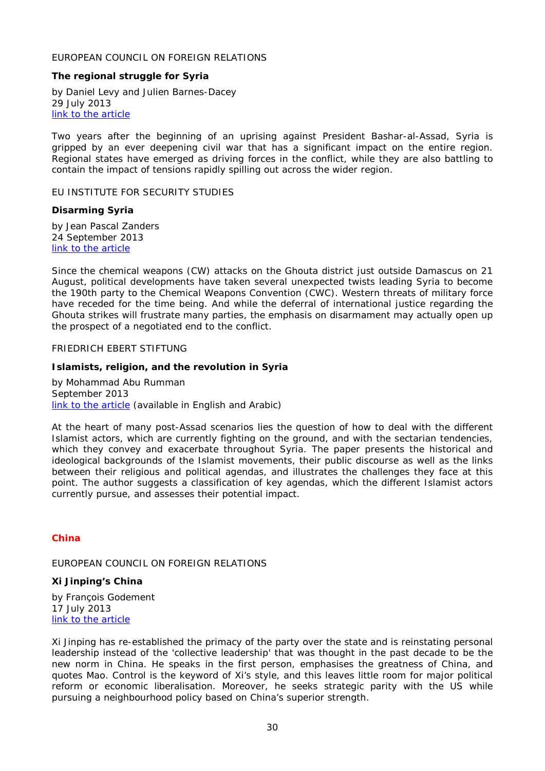EUROPEAN COUNCIL ON FOREIGN RELATIONS

**The regional struggle for Syria**

by Daniel Levy and Julien Barnes-Dacey
29 July 2013
link to the article

Two years after the beginning of an uprising against President Bashar-al-Assad, Syria is gripped by an ever deepening civil war that has a significant impact on the entire region. Regional states have emerged as driving forces in the conflict, while they are also battling to contain the impact of tensions rapidly spilling out across the wider region.

EU INSTITUTE FOR SECURITY STUDIES

**Disarming Syria**

by Jean Pascal Zanders
24 September 2013
link to the article

Since the chemical weapons (CW) attacks on the Ghouta district just outside Damascus on 21 August, political developments have taken several unexpected twists leading Syria to become the 190th party to the Chemical Weapons Convention (CWC). Western threats of military force have receded for the time being. And while the deferral of international justice regarding the Ghouta strikes will frustrate many parties, the emphasis on disarmament may actually open up the prospect of a negotiated end to the conflict.

FRIEDRICH EBERT STIFTUNG

**Islamists, religion, and the revolution in Syria**

by Mohammad Abu Rumman
September 2013
link to the article (available in English and Arabic)

At the heart of many post-Assad scenarios lies the question of how to deal with the different Islamist actors, which are currently fighting on the ground, and with the sectarian tendencies, which they convey and exacerbate throughout Syria. The paper presents the historical and ideological backgrounds of the Islamist movements, their public discourse as well as the links between their religious and political agendas, and illustrates the challenges they face at this point. The author suggests a classification of key agendas, which the different Islamist actors currently pursue, and assesses their potential impact.

## China

EUROPEAN COUNCIL ON FOREIGN RELATIONS

**Xi Jinping's China**

by François Godement
17 July 2013
link to the article

Xi Jinping has re-established the primacy of the party over the state and is reinstating personal leadership instead of the 'collective leadership' that was thought in the past decade to be the new norm in China. He speaks in the first person, emphasises the greatness of China, and quotes Mao. Control is the keyword of Xi's style, and this leaves little room for major political reform or economic liberalisation. Moreover, he seeks strategic parity with the US while pursuing a neighbourhood policy based on China's superior strength.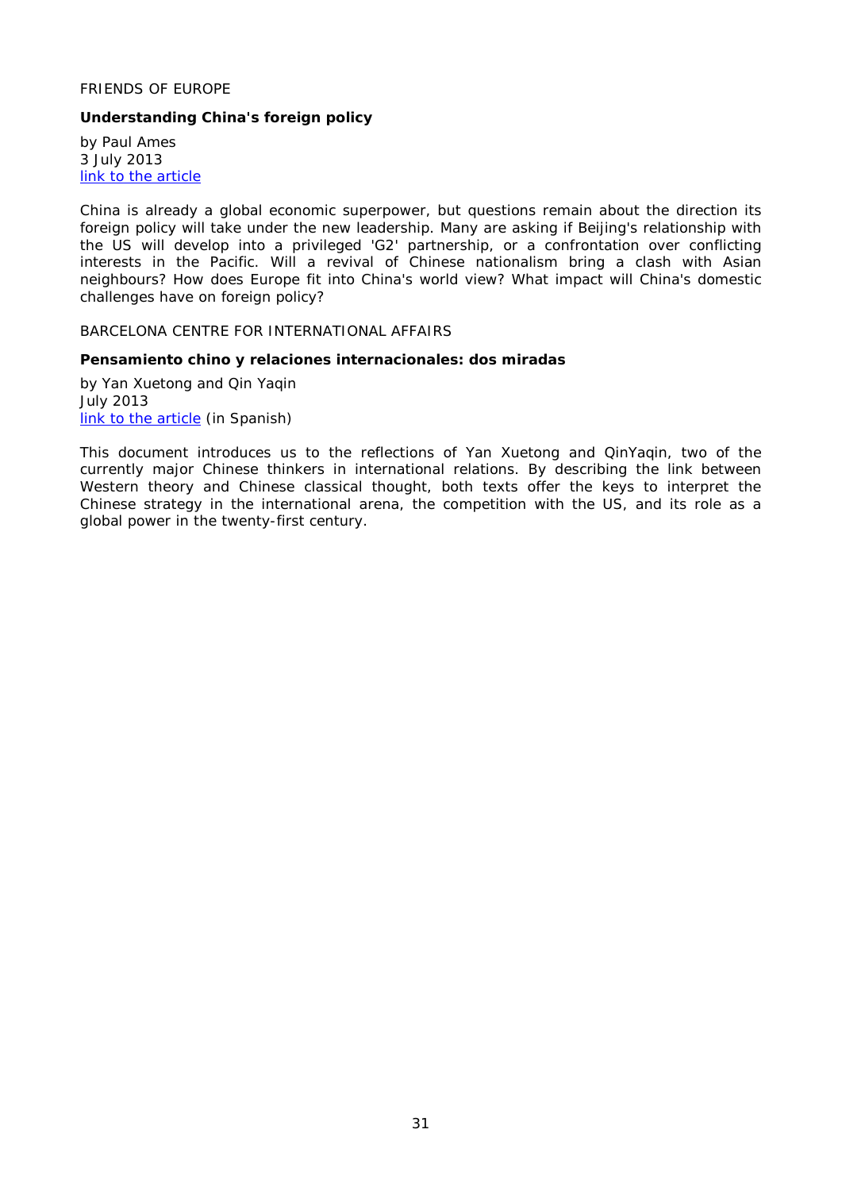FRIENDS OF EUROPE

**Understanding China's foreign policy**

by Paul Ames
3 July 2013
link to the article

China is already a global economic superpower, but questions remain about the direction its foreign policy will take under the new leadership. Many are asking if Beijing's relationship with the US will develop into a privileged 'G2' partnership, or a confrontation over conflicting interests in the Pacific. Will a revival of Chinese nationalism bring a clash with Asian neighbours? How does Europe fit into China's world view? What impact will China's domestic challenges have on foreign policy?

BARCELONA CENTRE FOR INTERNATIONAL AFFAIRS

**Pensamiento chino y relaciones internacionales: dos miradas**

by Yan Xuetong and Qin Yaqin
July 2013
link to the article (in Spanish)

This document introduces us to the reflections of Yan Xuetong and QinYaqin, two of the currently major Chinese thinkers in international relations. By describing the link between Western theory and Chinese classical thought, both texts offer the keys to interpret the Chinese strategy in the international arena, the competition with the US, and its role as a global power in the twenty-first century.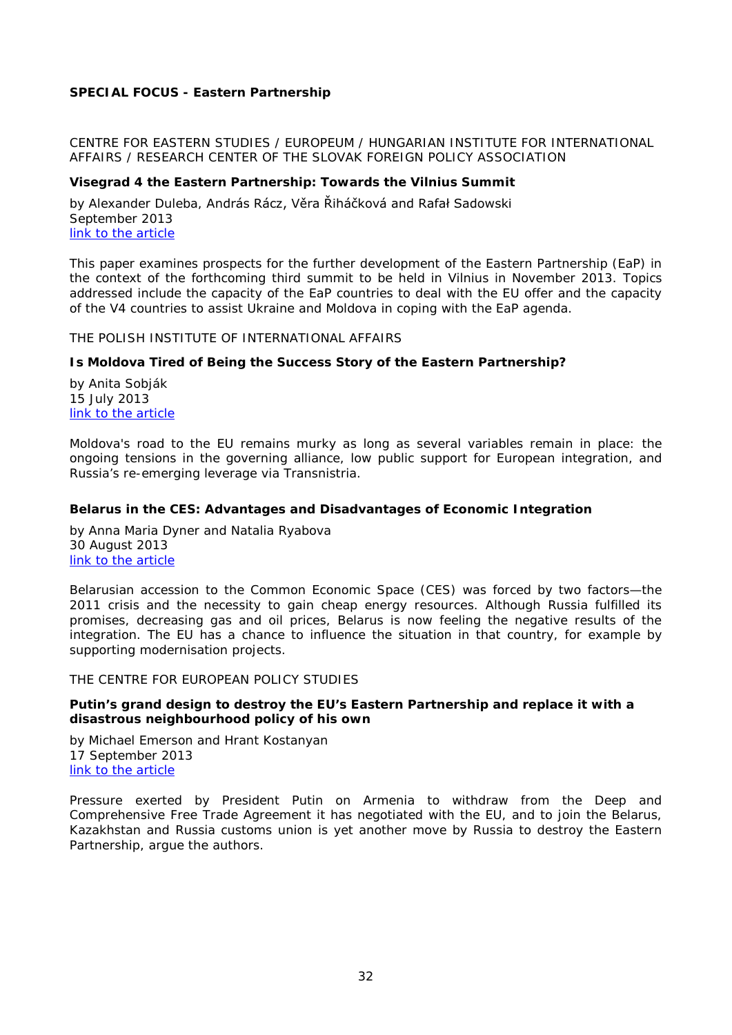**SPECIAL FOCUS - Eastern Partnership**

CENTRE FOR EASTERN STUDIES / EUROPEUM / HUNGARIAN INSTITUTE FOR INTERNATIONAL AFFAIRS / RESEARCH CENTER OF THE SLOVAK FOREIGN POLICY ASSOCIATION

**Visegrad 4 the Eastern Partnership: Towards the Vilnius Summit**

by Alexander Duleba, András Rácz, Věra Řiháčková and Rafał Sadowski
September 2013
link to the article

This paper examines prospects for the further development of the Eastern Partnership (EaP) in the context of the forthcoming third summit to be held in Vilnius in November 2013. Topics addressed include the capacity of the EaP countries to deal with the EU offer and the capacity of the V4 countries to assist Ukraine and Moldova in coping with the EaP agenda.

THE POLISH INSTITUTE OF INTERNATIONAL AFFAIRS

**Is Moldova Tired of Being the Success Story of the Eastern Partnership?**

by Anita Sobják
15 July 2013
link to the article

Moldova's road to the EU remains murky as long as several variables remain in place: the ongoing tensions in the governing alliance, low public support for European integration, and Russia's re-emerging leverage via Transnistria.

**Belarus in the CES: Advantages and Disadvantages of Economic Integration**

by Anna Maria Dyner and Natalia Ryabova
30 August 2013
link to the article

Belarusian accession to the Common Economic Space (CES) was forced by two factors—the 2011 crisis and the necessity to gain cheap energy resources. Although Russia fulfilled its promises, decreasing gas and oil prices, Belarus is now feeling the negative results of the integration. The EU has a chance to influence the situation in that country, for example by supporting modernisation projects.

THE CENTRE FOR EUROPEAN POLICY STUDIES

**Putin's grand design to destroy the EU's Eastern Partnership and replace it with a disastrous neighbourhood policy of his own**

by Michael Emerson and Hrant Kostanyan
17 September 2013
link to the article

Pressure exerted by President Putin on Armenia to withdraw from the Deep and Comprehensive Free Trade Agreement it has negotiated with the EU, and to join the Belarus, Kazakhstan and Russia customs union is yet another move by Russia to destroy the Eastern Partnership, argue the authors.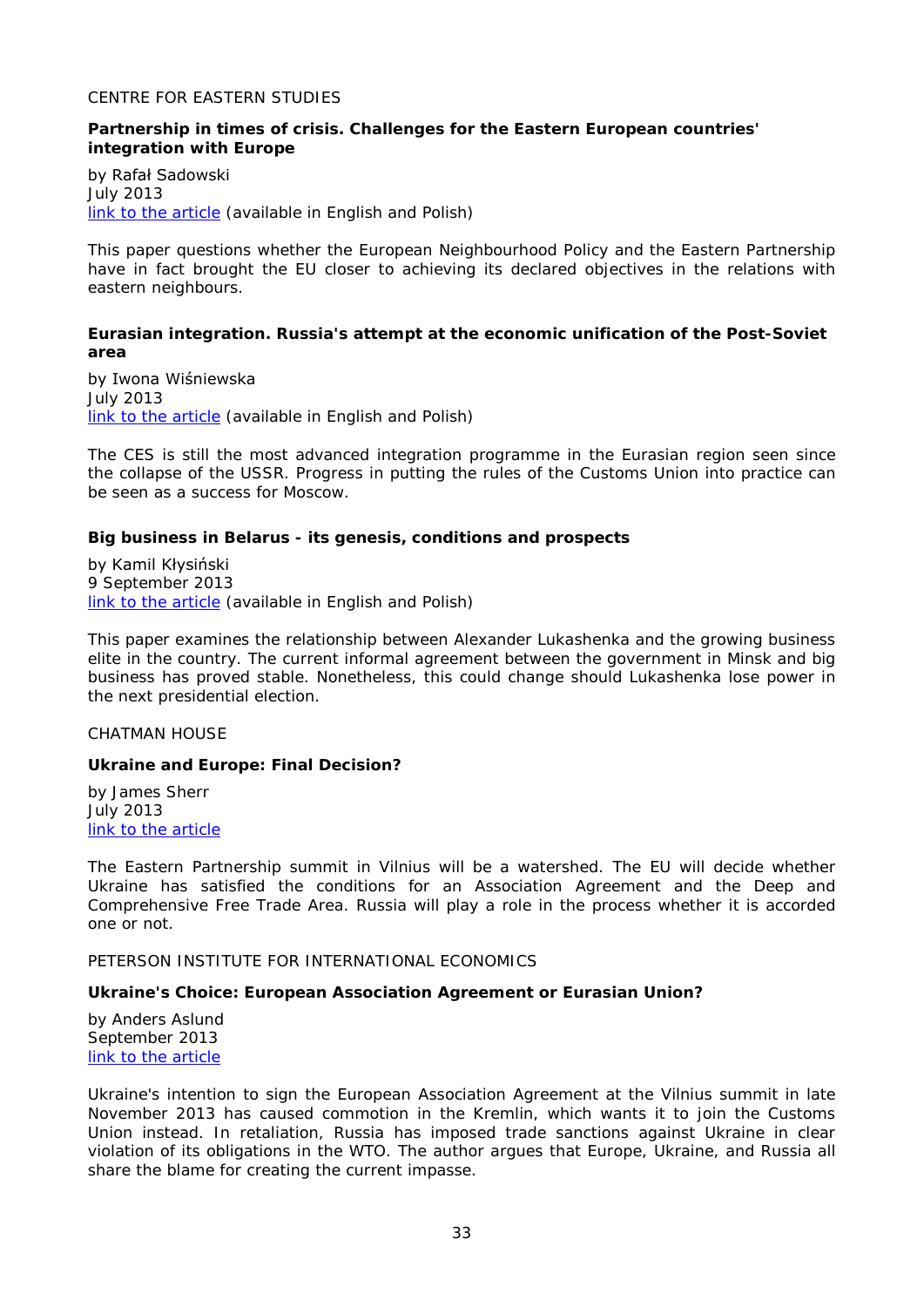CENTRE FOR EASTERN STUDIES

**Partnership in times of crisis. Challenges for the Eastern European countries' integration with Europe**

by Rafał Sadowski
July 2013
link to the article (available in English and Polish)

This paper questions whether the European Neighbourhood Policy and the Eastern Partnership have in fact brought the EU closer to achieving its declared objectives in the relations with eastern neighbours.

**Eurasian integration. Russia's attempt at the economic unification of the Post-Soviet area**

by Iwona Wiśniewska
July 2013
link to the article (available in English and Polish)

The CES is still the most advanced integration programme in the Eurasian region seen since the collapse of the USSR. Progress in putting the rules of the Customs Union into practice can be seen as a success for Moscow.

**Big business in Belarus - its genesis, conditions and prospects**

by Kamil Kłysiński
9 September 2013
link to the article (available in English and Polish)

This paper examines the relationship between Alexander Lukashenka and the growing business elite in the country. The current informal agreement between the government in Minsk and big business has proved stable. Nonetheless, this could change should Lukashenka lose power in the next presidential election.

CHATMAN HOUSE

**Ukraine and Europe: Final Decision?**

by James Sherr
July 2013
link to the article

The Eastern Partnership summit in Vilnius will be a watershed. The EU will decide whether Ukraine has satisfied the conditions for an Association Agreement and the Deep and Comprehensive Free Trade Area. Russia will play a role in the process whether it is accorded one or not.

PETERSON INSTITUTE FOR INTERNATIONAL ECONOMICS

**Ukraine's Choice: European Association Agreement or Eurasian Union?**

by Anders Aslund
September 2013
link to the article

Ukraine's intention to sign the European Association Agreement at the Vilnius summit in late November 2013 has caused commotion in the Kremlin, which wants it to join the Customs Union instead. In retaliation, Russia has imposed trade sanctions against Ukraine in clear violation of its obligations in the WTO. The author argues that Europe, Ukraine, and Russia all share the blame for creating the current impasse.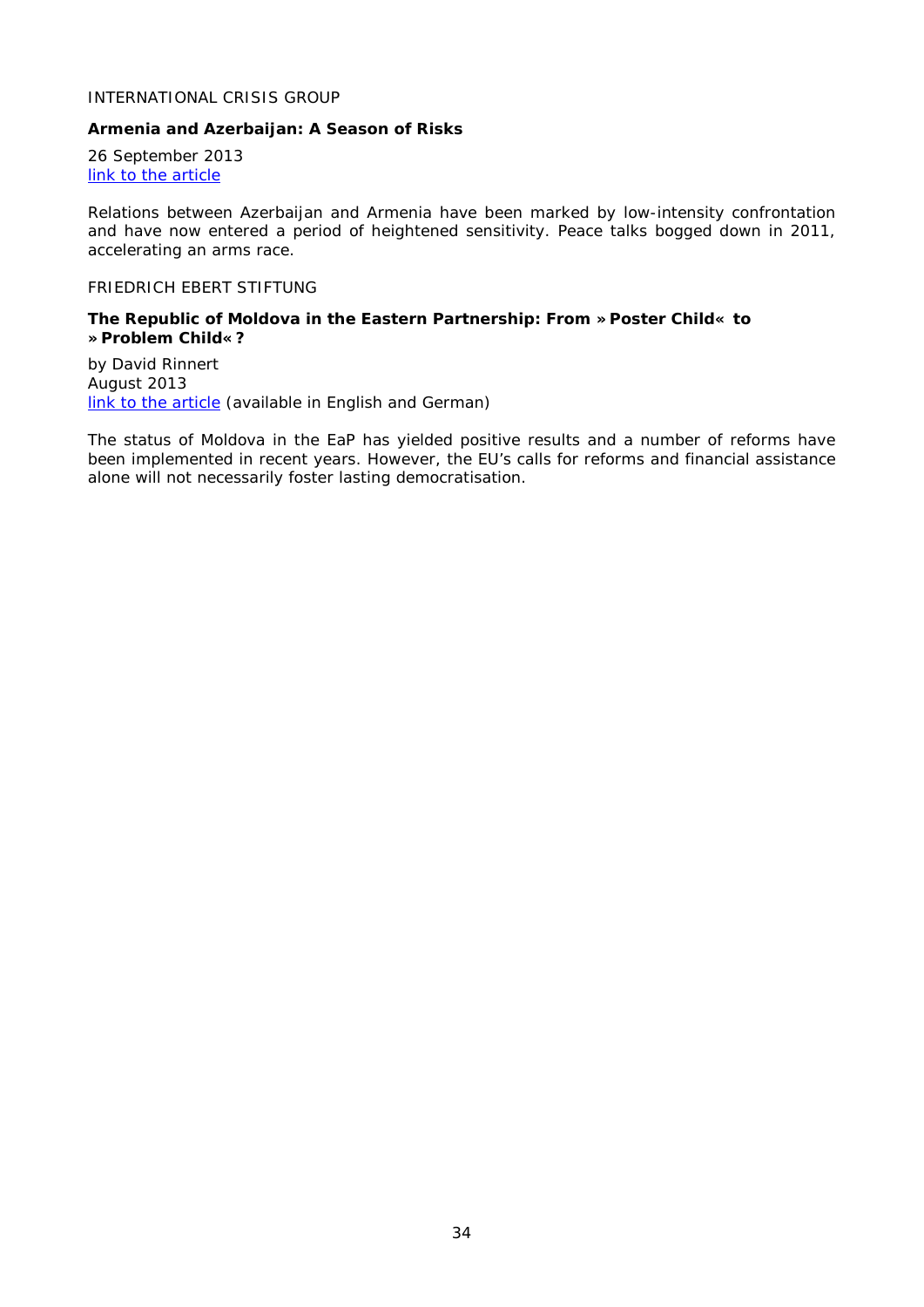INTERNATIONAL CRISIS GROUP

**Armenia and Azerbaijan: A Season of Risks**

26 September 2013
link to the article

Relations between Azerbaijan and Armenia have been marked by low-intensity confrontation and have now entered a period of heightened sensitivity. Peace talks bogged down in 2011, accelerating an arms race.

FRIEDRICH EBERT STIFTUNG

**The Republic of Moldova in the Eastern Partnership: From »Poster Child« to »Problem Child«?**

by David Rinnert
August 2013
link to the article (available in English and German)

The status of Moldova in the EaP has yielded positive results and a number of reforms have been implemented in recent years. However, the EU's calls for reforms and financial assistance alone will not necessarily foster lasting democratisation.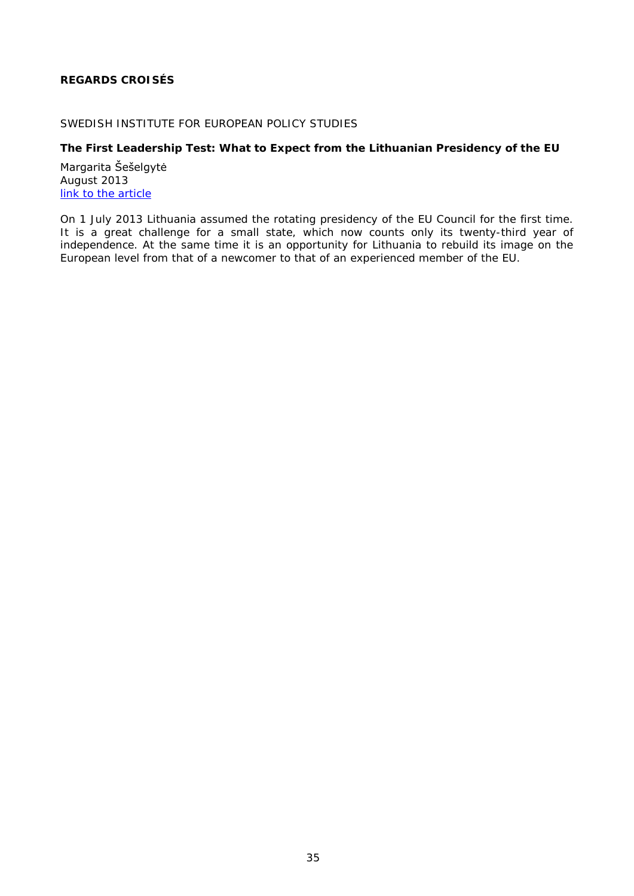**REGARDS CROISÉS**

SWEDISH INSTITUTE FOR EUROPEAN POLICY STUDIES

**The First Leadership Test: What to Expect from the Lithuanian Presidency of the EU**

Margarita Šešelgytė
August 2013
link to the article

On 1 July 2013 Lithuania assumed the rotating presidency of the EU Council for the first time. It is a great challenge for a small state, which now counts only its twenty-third year of independence. At the same time it is an opportunity for Lithuania to rebuild its image on the European level from that of a newcomer to that of an experienced member of the EU.